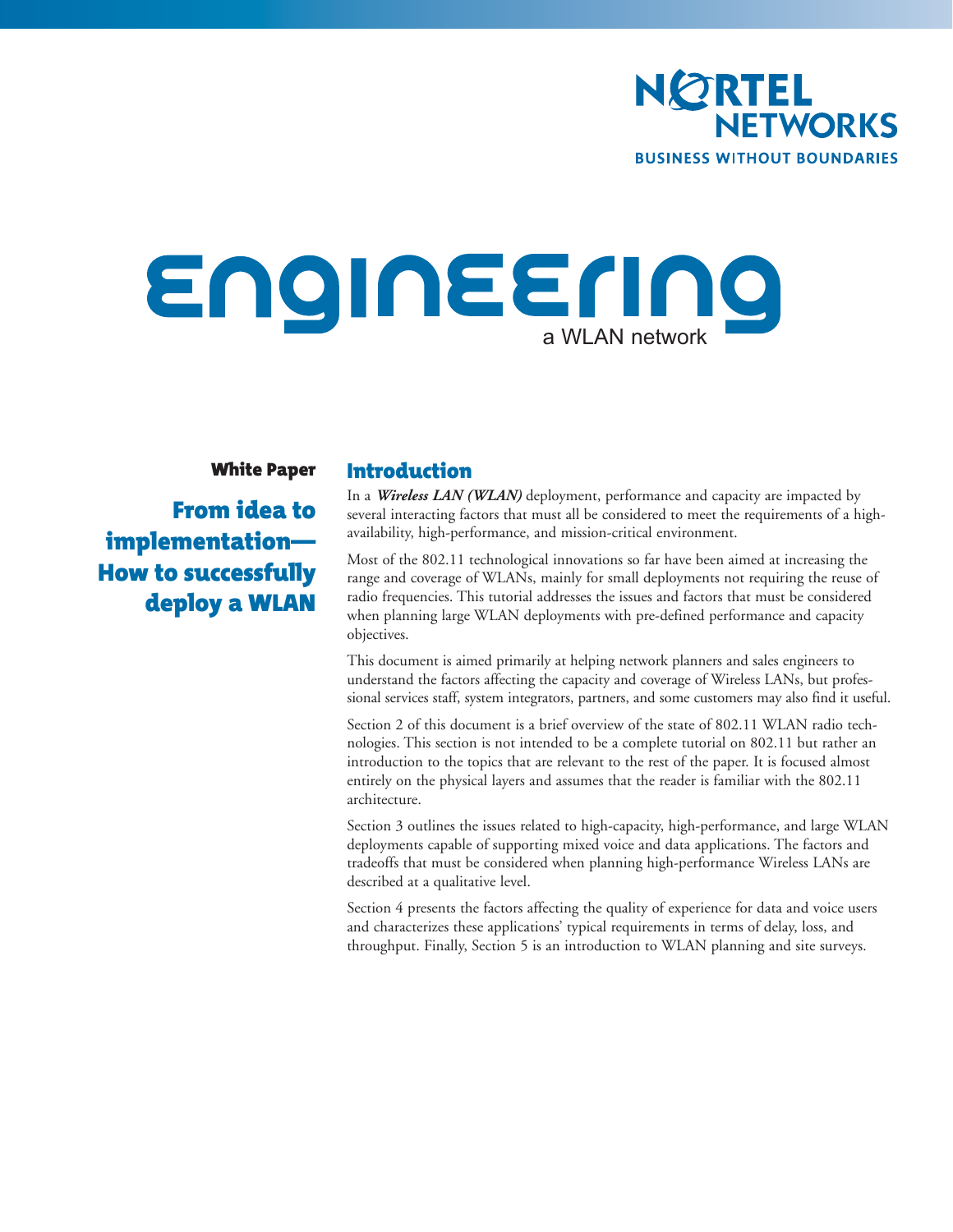NORTEL NETWORKS

BUSINESS WITHOUT BOUNDARIES

# Engineering

a WLAN network

**White Paper**

## From idea to implementation—How to successfully deploy a WLAN

## Introduction

In a ***Wireless LAN (WLAN)*** deployment, performance and capacity are impacted by several interacting factors that must all be considered to meet the requirements of a high-availability, high-performance, and mission-critical environment.

Most of the 802.11 technological innovations so far have been aimed at increasing the range and coverage of WLANs, mainly for small deployments not requiring the reuse of radio frequencies. This tutorial addresses the issues and factors that must be considered when planning large WLAN deployments with pre-defined performance and capacity objectives.

This document is aimed primarily at helping network planners and sales engineers to understand the factors affecting the capacity and coverage of Wireless LANs, but professional services staff, system integrators, partners, and some customers may also find it useful.

Section 2 of this document is a brief overview of the state of 802.11 WLAN radio technologies. This section is not intended to be a complete tutorial on 802.11 but rather an introduction to the topics that are relevant to the rest of the paper. It is focused almost entirely on the physical layers and assumes that the reader is familiar with the 802.11 architecture.

Section 3 outlines the issues related to high-capacity, high-performance, and large WLAN deployments capable of supporting mixed voice and data applications. The factors and tradeoffs that must be considered when planning high-performance Wireless LANs are described at a qualitative level.

Section 4 presents the factors affecting the quality of experience for data and voice users and characterizes these applications' typical requirements in terms of delay, loss, and throughput. Finally, Section 5 is an introduction to WLAN planning and site surveys.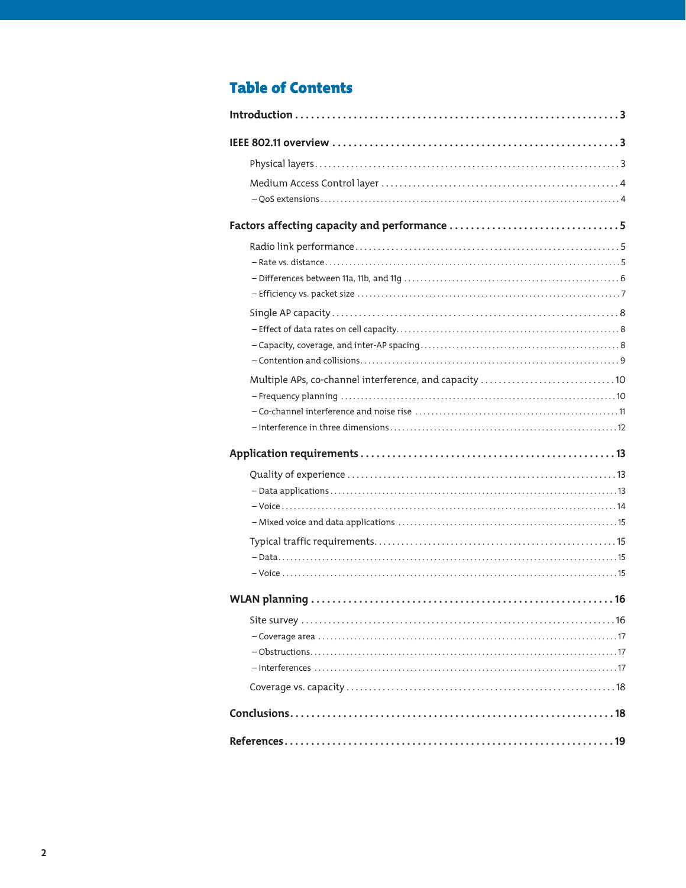## Table of Contents

**Introduction** 3

**IEEE 802.11 overview** 3

- Physical layers 3
- Medium Access Control layer 4
  - – QoS extensions 4

**Factors affecting capacity and performance** 5

- Radio link performance 5
  - – Rate vs. distance 5
  - – Differences between 11a, 11b, and 11g 6
  - – Efficiency vs. packet size 7
- Single AP capacity 8
  - – Effect of data rates on cell capacity 8
  - – Capacity, coverage, and inter-AP spacing 8
  - – Contention and collisions 9
- Multiple APs, co-channel interference, and capacity 10
  - – Frequency planning 10
  - – Co-channel interference and noise rise 11
  - – Interference in three dimensions 12

**Application requirements** 13

- Quality of experience 13
  - – Data applications 13
  - – Voice 14
  - – Mixed voice and data applications 15
- Typical traffic requirements 15
  - – Data 15
  - – Voice 15

**WLAN planning** 16

- Site survey 16
  - – Coverage area 17
  - – Obstructions 17
  - – Interferences 17
- Coverage vs. capacity 18

**Conclusions** 18

**References** 19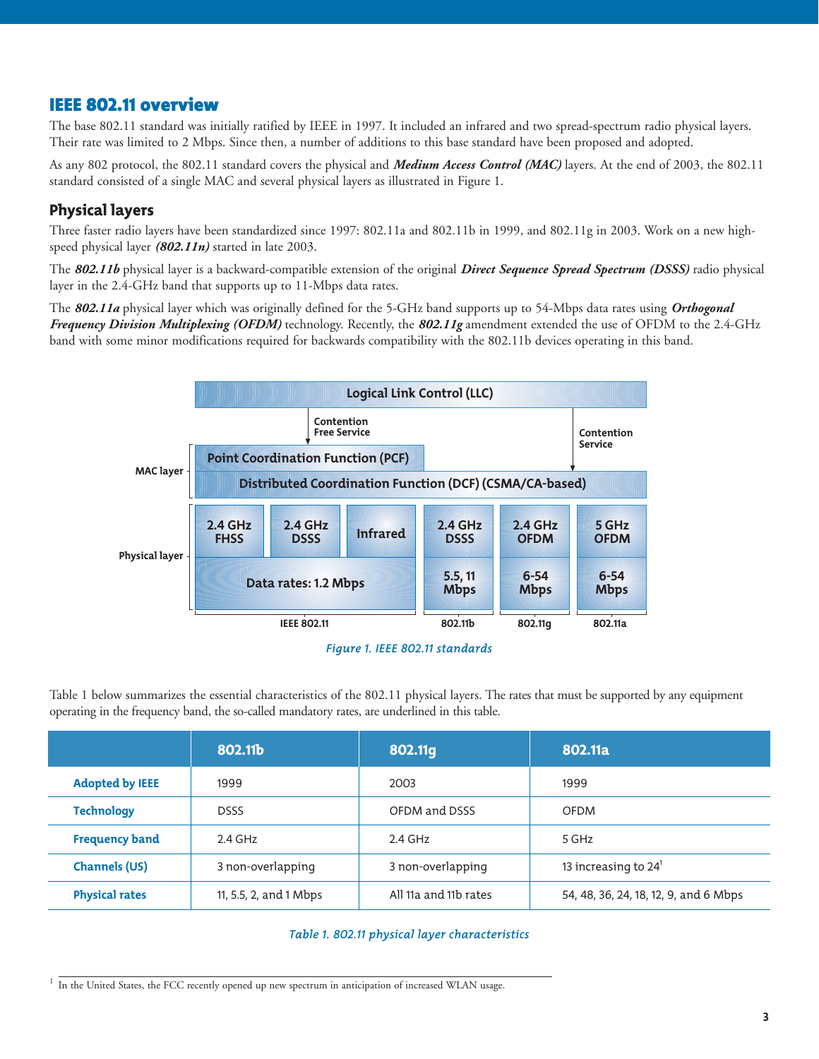## IEEE 802.11 overview

The base 802.11 standard was initially ratified by IEEE in 1997. It included an infrared and two spread-spectrum radio physical layers. Their rate was limited to 2 Mbps. Since then, a number of additions to this base standard have been proposed and adopted.

As any 802 protocol, the 802.11 standard covers the physical and ***Medium Access Control (MAC)*** layers. At the end of 2003, the 802.11 standard consisted of a single MAC and several physical layers as illustrated in Figure 1.

### Physical layers

Three faster radio layers have been standardized since 1997: 802.11a and 802.11b in 1999, and 802.11g in 2003. Work on a new high-speed physical layer ***(802.11n)*** started in late 2003.

The ***802.11b*** physical layer is a backward-compatible extension of the original ***Direct Sequence Spread Spectrum (DSSS)*** radio physical layer in the 2.4-GHz band that supports up to 11-Mbps data rates.

The ***802.11a*** physical layer which was originally defined for the 5-GHz band supports up to 54-Mbps data rates using ***Orthogonal Frequency Division Multiplexing (OFDM)*** technology. Recently, the ***802.11g*** amendment extended the use of OFDM to the 2.4-GHz band with some minor modifications required for backwards compatibility with the 802.11b devices operating in this band.

Logical Link Control (LLC)

Contention Free Service

Contention Service

MAC layer

Point Coordination Function (PCF)

Distributed Coordination Function (DCF) (CSMA/CA-based)

Physical layer

| 2.4 GHz FHSS | 2.4 GHz DSSS | Infrared | 2.4 GHz DSSS | 2.4 GHz OFDM | 5 GHz OFDM |
|---|---|---|---|---|---|
| Data rates: 1.2 Mbps | | | 5.5, 11 Mbps | 6-54 Mbps | 6-54 Mbps |
| IEEE 802.11 | | | 802.11b | 802.11g | 802.11a |

*Figure 1. IEEE 802.11 standards*

Table 1 below summarizes the essential characteristics of the 802.11 physical layers. The rates that must be supported by any equipment operating in the frequency band, the so-called mandatory rates, are underlined in this table.

| | 802.11b | 802.11g | 802.11a |
|---|---|---|---|
| Adopted by IEEE | 1999 | 2003 | 1999 |
| Technology | DSSS | OFDM and DSSS | OFDM |
| Frequency band | 2.4 GHz | 2.4 GHz | 5 GHz |
| Channels (US) | 3 non-overlapping | 3 non-overlapping | 13 increasing to 24[1] |
| Physical rates | 11, 5.5, 2, and 1 Mbps | All 11a and 11b rates | 54, 48, 36, 24, 18, 12, 9, and 6 Mbps |

*Table 1. 802.11 physical layer characteristics*

[1] In the United States, the FCC recently opened up new spectrum in anticipation of increased WLAN usage.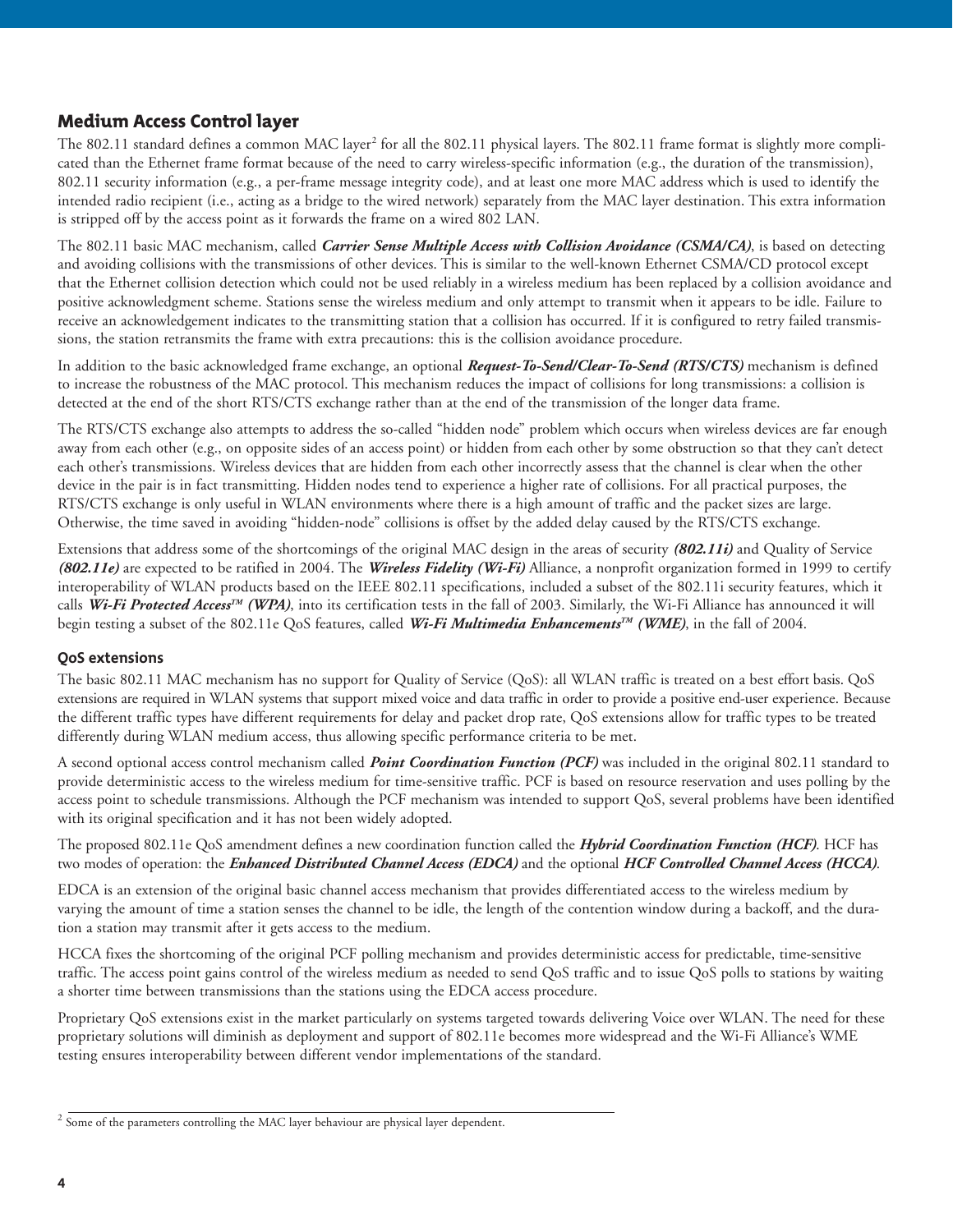## Medium Access Control layer

The 802.11 standard defines a common MAC layer[2] for all the 802.11 physical layers. The 802.11 frame format is slightly more complicated than the Ethernet frame format because of the need to carry wireless-specific information (e.g., the duration of the transmission), 802.11 security information (e.g., a per-frame message integrity code), and at least one more MAC address which is used to identify the intended radio recipient (i.e., acting as a bridge to the wired network) separately from the MAC layer destination. This extra information is stripped off by the access point as it forwards the frame on a wired 802 LAN.

The 802.11 basic MAC mechanism, called ***Carrier Sense Multiple Access with Collision Avoidance (CSMA/CA)***, is based on detecting and avoiding collisions with the transmissions of other devices. This is similar to the well-known Ethernet CSMA/CD protocol except that the Ethernet collision detection which could not be used reliably in a wireless medium has been replaced by a collision avoidance and positive acknowledgment scheme. Stations sense the wireless medium and only attempt to transmit when it appears to be idle. Failure to receive an acknowledgement indicates to the transmitting station that a collision has occurred. If it is configured to retry failed transmissions, the station retransmits the frame with extra precautions: this is the collision avoidance procedure.

In addition to the basic acknowledged frame exchange, an optional ***Request-To-Send/Clear-To-Send (RTS/CTS)*** mechanism is defined to increase the robustness of the MAC protocol. This mechanism reduces the impact of collisions for long transmissions: a collision is detected at the end of the short RTS/CTS exchange rather than at the end of the transmission of the longer data frame.

The RTS/CTS exchange also attempts to address the so-called "hidden node" problem which occurs when wireless devices are far enough away from each other (e.g., on opposite sides of an access point) or hidden from each other by some obstruction so that they can't detect each other's transmissions. Wireless devices that are hidden from each other incorrectly assess that the channel is clear when the other device in the pair is in fact transmitting. Hidden nodes tend to experience a higher rate of collisions. For all practical purposes, the RTS/CTS exchange is only useful in WLAN environments where there is a high amount of traffic and the packet sizes are large. Otherwise, the time saved in avoiding "hidden-node" collisions is offset by the added delay caused by the RTS/CTS exchange.

Extensions that address some of the shortcomings of the original MAC design in the areas of security ***(802.11i)*** and Quality of Service ***(802.11e)*** are expected to be ratified in 2004. The ***Wireless Fidelity (Wi-Fi)*** Alliance, a nonprofit organization formed in 1999 to certify interoperability of WLAN products based on the IEEE 802.11 specifications, included a subset of the 802.11i security features, which it calls ***Wi-Fi Protected Access™ (WPA)***, into its certification tests in the fall of 2003. Similarly, the Wi-Fi Alliance has announced it will begin testing a subset of the 802.11e QoS features, called ***Wi-Fi Multimedia Enhancements™ (WME)***, in the fall of 2004.

### QoS extensions

The basic 802.11 MAC mechanism has no support for Quality of Service (QoS): all WLAN traffic is treated on a best effort basis. QoS extensions are required in WLAN systems that support mixed voice and data traffic in order to provide a positive end-user experience. Because the different traffic types have different requirements for delay and packet drop rate, QoS extensions allow for traffic types to be treated differently during WLAN medium access, thus allowing specific performance criteria to be met.

A second optional access control mechanism called ***Point Coordination Function (PCF)*** was included in the original 802.11 standard to provide deterministic access to the wireless medium for time-sensitive traffic. PCF is based on resource reservation and uses polling by the access point to schedule transmissions. Although the PCF mechanism was intended to support QoS, several problems have been identified with its original specification and it has not been widely adopted.

The proposed 802.11e QoS amendment defines a new coordination function called the ***Hybrid Coordination Function (HCF)***. HCF has two modes of operation: the ***Enhanced Distributed Channel Access (EDCA)*** and the optional ***HCF Controlled Channel Access (HCCA)***.

EDCA is an extension of the original basic channel access mechanism that provides differentiated access to the wireless medium by varying the amount of time a station senses the channel to be idle, the length of the contention window during a backoff, and the duration a station may transmit after it gets access to the medium.

HCCA fixes the shortcoming of the original PCF polling mechanism and provides deterministic access for predictable, time-sensitive traffic. The access point gains control of the wireless medium as needed to send QoS traffic and to issue QoS polls to stations by waiting a shorter time between transmissions than the stations using the EDCA access procedure.

Proprietary QoS extensions exist in the market particularly on systems targeted towards delivering Voice over WLAN. The need for these proprietary solutions will diminish as deployment and support of 802.11e becomes more widespread and the Wi-Fi Alliance's WME testing ensures interoperability between different vendor implementations of the standard.

---

[2] Some of the parameters controlling the MAC layer behaviour are physical layer dependent.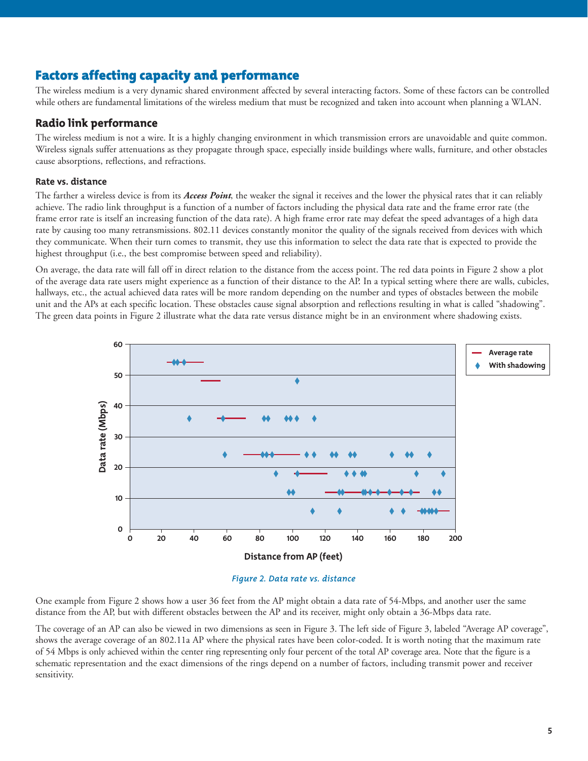## Factors affecting capacity and performance

The wireless medium is a very dynamic shared environment affected by several interacting factors. Some of these factors can be controlled while others are fundamental limitations of the wireless medium that must be recognized and taken into account when planning a WLAN.

### Radio link performance

The wireless medium is not a wire. It is a highly changing environment in which transmission errors are unavoidable and quite common. Wireless signals suffer attenuations as they propagate through space, especially inside buildings where walls, furniture, and other obstacles cause absorptions, reflections, and refractions.

#### Rate vs. distance

The farther a wireless device is from its ***Access Point***, the weaker the signal it receives and the lower the physical rates that it can reliably achieve. The radio link throughput is a function of a number of factors including the physical data rate and the frame error rate (the frame error rate is itself an increasing function of the data rate). A high frame error rate may defeat the speed advantages of a high data rate by causing too many retransmissions. 802.11 devices constantly monitor the quality of the signals received from devices with which they communicate. When their turn comes to transmit, they use this information to select the data rate that is expected to provide the highest throughput (i.e., the best compromise between speed and reliability).

On average, the data rate will fall off in direct relation to the distance from the access point. The red data points in Figure 2 show a plot of the average data rate users might experience as a function of their distance to the AP. In a typical setting where there are walls, cubicles, hallways, etc., the actual achieved data rates will be more random depending on the number and types of obstacles between the mobile unit and the APs at each specific location. These obstacles cause signal absorption and reflections resulting in what is called "shadowing". The green data points in Figure 2 illustrate what the data rate versus distance might be in an environment where shadowing exists.

*Figure 2. Data rate vs. distance*

One example from Figure 2 shows how a user 36 feet from the AP might obtain a data rate of 54-Mbps, and another user the same distance from the AP, but with different obstacles between the AP and its receiver, might only obtain a 36-Mbps data rate.

The coverage of an AP can also be viewed in two dimensions as seen in Figure 3. The left side of Figure 3, labeled "Average AP coverage", shows the average coverage of an 802.11a AP where the physical rates have been color-coded. It is worth noting that the maximum rate of 54 Mbps is only achieved within the center ring representing only four percent of the total AP coverage area. Note that the figure is a schematic representation and the exact dimensions of the rings depend on a number of factors, including transmit power and receiver sensitivity.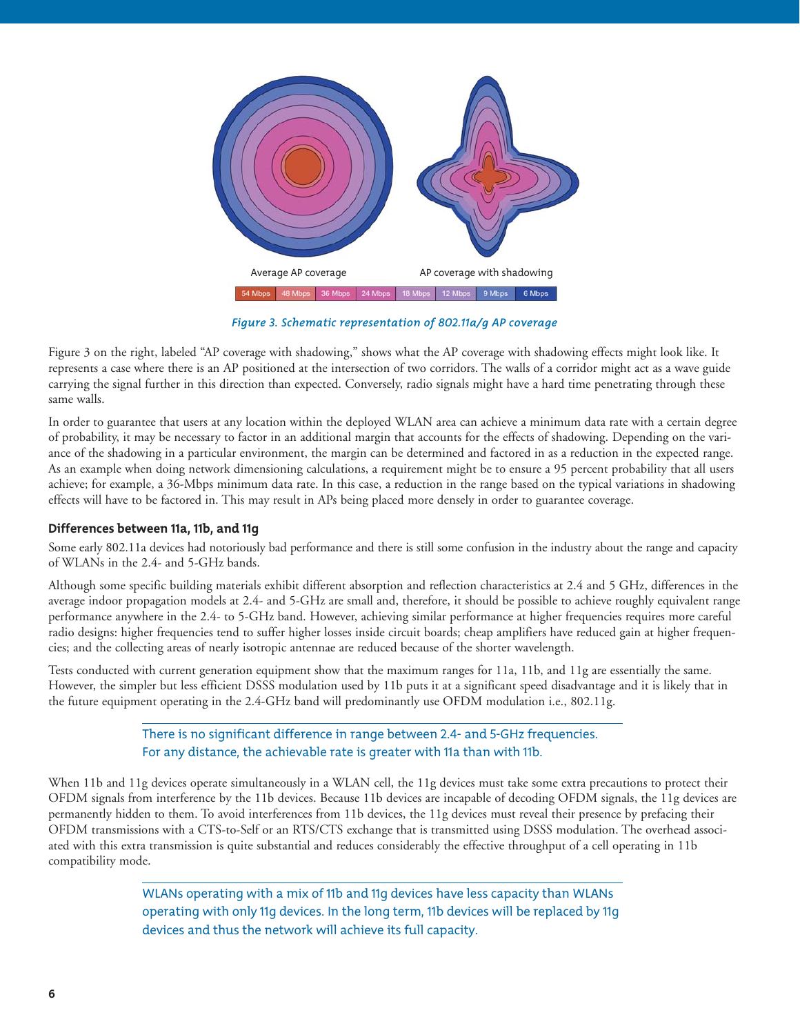Average AP coverage     AP coverage with shadowing

| 54 Mbps | 48 Mbps | 36 Mbps | 24 Mbps | 18 Mbps | 12 Mbps | 9 Mbps | 6 Mbps |
|---|---|---|---|---|---|---|---|

*Figure 3. Schematic representation of 802.11a/g AP coverage*

Figure 3 on the right, labeled "AP coverage with shadowing," shows what the AP coverage with shadowing effects might look like. It represents a case where there is an AP positioned at the intersection of two corridors. The walls of a corridor might act as a wave guide carrying the signal further in this direction than expected. Conversely, radio signals might have a hard time penetrating through these same walls.

In order to guarantee that users at any location within the deployed WLAN area can achieve a minimum data rate with a certain degree of probability, it may be necessary to factor in an additional margin that accounts for the effects of shadowing. Depending on the variance of the shadowing in a particular environment, the margin can be determined and factored in as a reduction in the expected range. As an example when doing network dimensioning calculations, a requirement might be to ensure a 95 percent probability that all users achieve; for example, a 36-Mbps minimum data rate. In this case, a reduction in the range based on the typical variations in shadowing effects will have to be factored in. This may result in APs being placed more densely in order to guarantee coverage.

### Differences between 11a, 11b, and 11g

Some early 802.11a devices had notoriously bad performance and there is still some confusion in the industry about the range and capacity of WLANs in the 2.4- and 5-GHz bands.

Although some specific building materials exhibit different absorption and reflection characteristics at 2.4 and 5 GHz, differences in the average indoor propagation models at 2.4- and 5-GHz are small and, therefore, it should be possible to achieve roughly equivalent range performance anywhere in the 2.4- to 5-GHz band. However, achieving similar performance at higher frequencies requires more careful radio designs: higher frequencies tend to suffer higher losses inside circuit boards; cheap amplifiers have reduced gain at higher frequencies; and the collecting areas of nearly isotropic antennae are reduced because of the shorter wavelength.

Tests conducted with current generation equipment show that the maximum ranges for 11a, 11b, and 11g are essentially the same. However, the simpler but less efficient DSSS modulation used by 11b puts it at a significant speed disadvantage and it is likely that in the future equipment operating in the 2.4-GHz band will predominantly use OFDM modulation i.e., 802.11g.

> There is no significant difference in range between 2.4- and 5-GHz frequencies. For any distance, the achievable rate is greater with 11a than with 11b.

When 11b and 11g devices operate simultaneously in a WLAN cell, the 11g devices must take some extra precautions to protect their OFDM signals from interference by the 11b devices. Because 11b devices are incapable of decoding OFDM signals, the 11g devices are permanently hidden to them. To avoid interferences from 11b devices, the 11g devices must reveal their presence by prefacing their OFDM transmissions with a CTS-to-Self or an RTS/CTS exchange that is transmitted using DSSS modulation. The overhead associated with this extra transmission is quite substantial and reduces considerably the effective throughput of a cell operating in 11b compatibility mode.

> WLANs operating with a mix of 11b and 11g devices have less capacity than WLANs operating with only 11g devices. In the long term, 11b devices will be replaced by 11g devices and thus the network will achieve its full capacity.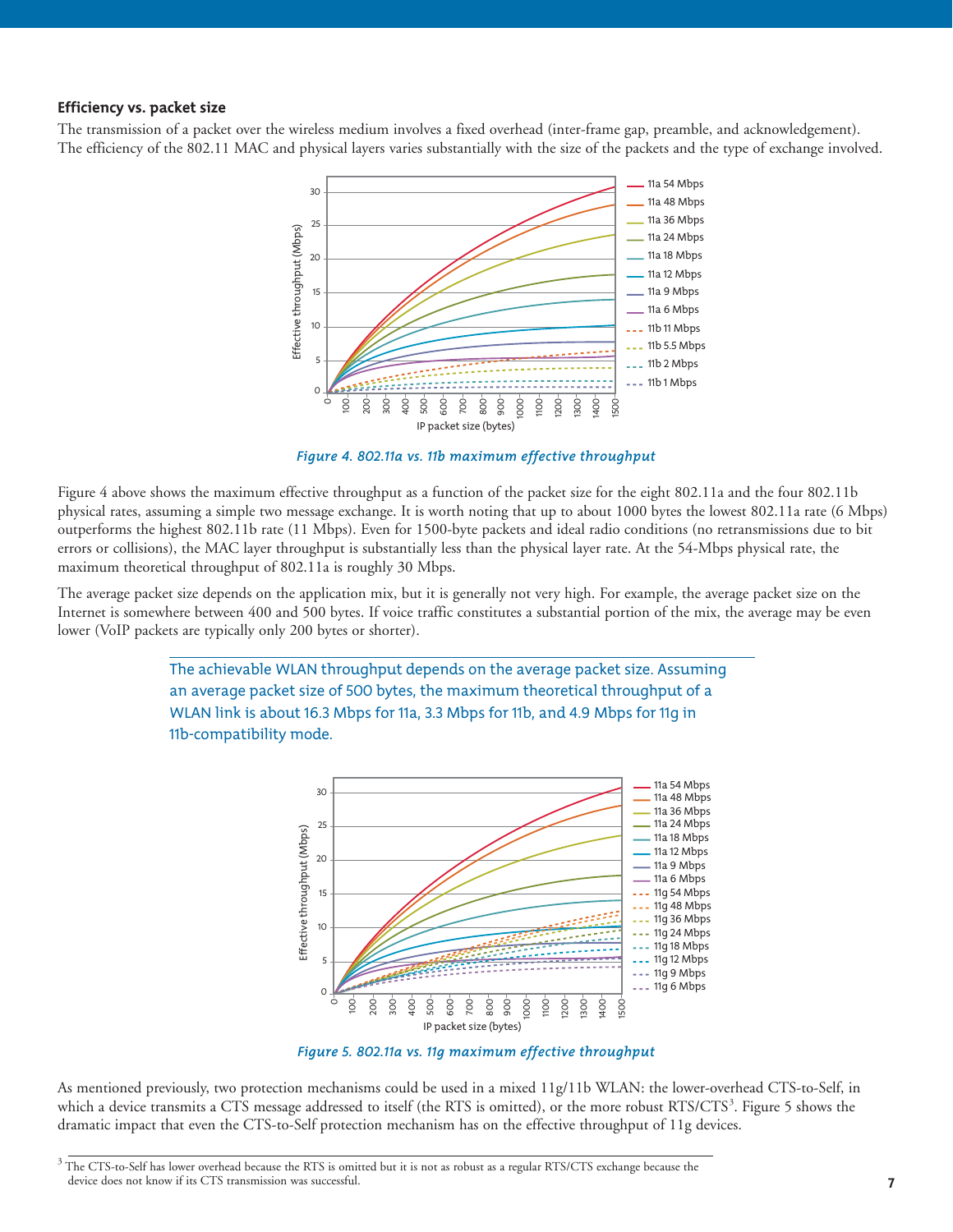### Efficiency vs. packet size

The transmission of a packet over the wireless medium involves a fixed overhead (inter-frame gap, preamble, and acknowledgement). The efficiency of the 802.11 MAC and physical layers varies substantially with the size of the packets and the type of exchange involved.

*Figure 4. 802.11a vs. 11b maximum effective throughput*

Figure 4 above shows the maximum effective throughput as a function of the packet size for the eight 802.11a and the four 802.11b physical rates, assuming a simple two message exchange. It is worth noting that up to about 1000 bytes the lowest 802.11a rate (6 Mbps) outperforms the highest 802.11b rate (11 Mbps). Even for 1500-byte packets and ideal radio conditions (no retransmissions due to bit errors or collisions), the MAC layer throughput is substantially less than the physical layer rate. At the 54-Mbps physical rate, the maximum theoretical throughput of 802.11a is roughly 30 Mbps.

The average packet size depends on the application mix, but it is generally not very high. For example, the average packet size on the Internet is somewhere between 400 and 500 bytes. If voice traffic constitutes a substantial portion of the mix, the average may be even lower (VoIP packets are typically only 200 bytes or shorter).

> The achievable WLAN throughput depends on the average packet size. Assuming an average packet size of 500 bytes, the maximum theoretical throughput of a WLAN link is about 16.3 Mbps for 11a, 3.3 Mbps for 11b, and 4.9 Mbps for 11g in 11b-compatibility mode.

*Figure 5. 802.11a vs. 11g maximum effective throughput*

As mentioned previously, two protection mechanisms could be used in a mixed 11g/11b WLAN: the lower-overhead CTS-to-Self, in which a device transmits a CTS message addressed to itself (the RTS is omitted), or the more robust RTS/CTS[3]. Figure 5 shows the dramatic impact that even the CTS-to-Self protection mechanism has on the effective throughput of 11g devices.

[3] The CTS-to-Self has lower overhead because the RTS is omitted but it is not as robust as a regular RTS/CTS exchange because the device does not know if its CTS transmission was successful.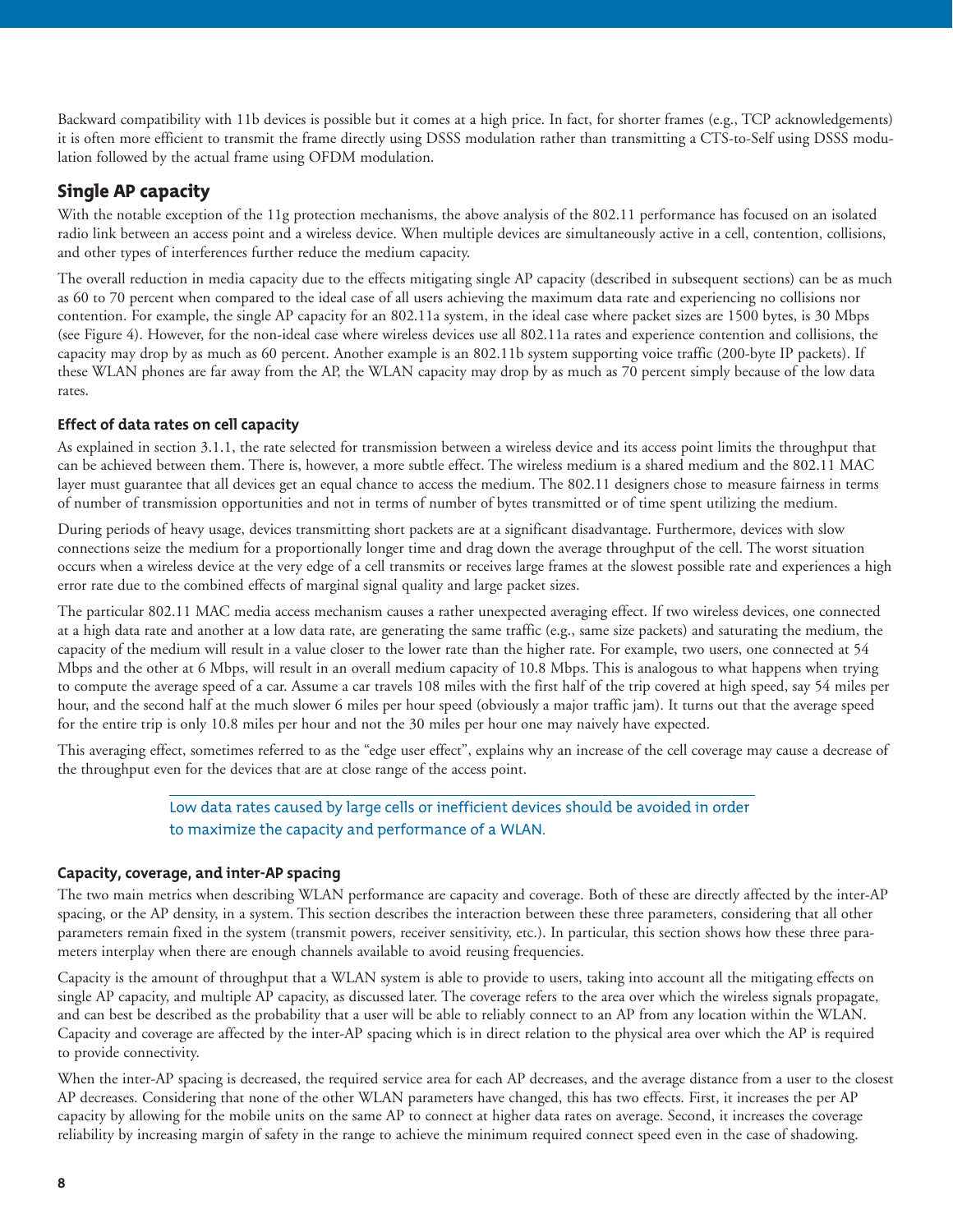Backward compatibility with 11b devices is possible but it comes at a high price. In fact, for shorter frames (e.g., TCP acknowledgements) it is often more efficient to transmit the frame directly using DSSS modulation rather than transmitting a CTS-to-Self using DSSS modulation followed by the actual frame using OFDM modulation.

## Single AP capacity

With the notable exception of the 11g protection mechanisms, the above analysis of the 802.11 performance has focused on an isolated radio link between an access point and a wireless device. When multiple devices are simultaneously active in a cell, contention, collisions, and other types of interferences further reduce the medium capacity.

The overall reduction in media capacity due to the effects mitigating single AP capacity (described in subsequent sections) can be as much as 60 to 70 percent when compared to the ideal case of all users achieving the maximum data rate and experiencing no collisions nor contention. For example, the single AP capacity for an 802.11a system, in the ideal case where packet sizes are 1500 bytes, is 30 Mbps (see Figure 4). However, for the non-ideal case where wireless devices use all 802.11a rates and experience contention and collisions, the capacity may drop by as much as 60 percent. Another example is an 802.11b system supporting voice traffic (200-byte IP packets). If these WLAN phones are far away from the AP, the WLAN capacity may drop by as much as 70 percent simply because of the low data rates.

### Effect of data rates on cell capacity

As explained in section 3.1.1, the rate selected for transmission between a wireless device and its access point limits the throughput that can be achieved between them. There is, however, a more subtle effect. The wireless medium is a shared medium and the 802.11 MAC layer must guarantee that all devices get an equal chance to access the medium. The 802.11 designers chose to measure fairness in terms of number of transmission opportunities and not in terms of number of bytes transmitted or of time spent utilizing the medium.

During periods of heavy usage, devices transmitting short packets are at a significant disadvantage. Furthermore, devices with slow connections seize the medium for a proportionally longer time and drag down the average throughput of the cell. The worst situation occurs when a wireless device at the very edge of a cell transmits or receives large frames at the slowest possible rate and experiences a high error rate due to the combined effects of marginal signal quality and large packet sizes.

The particular 802.11 MAC media access mechanism causes a rather unexpected averaging effect. If two wireless devices, one connected at a high data rate and another at a low data rate, are generating the same traffic (e.g., same size packets) and saturating the medium, the capacity of the medium will result in a value closer to the lower rate than the higher rate. For example, two users, one connected at 54 Mbps and the other at 6 Mbps, will result in an overall medium capacity of 10.8 Mbps. This is analogous to what happens when trying to compute the average speed of a car. Assume a car travels 108 miles with the first half of the trip covered at high speed, say 54 miles per hour, and the second half at the much slower 6 miles per hour speed (obviously a major traffic jam). It turns out that the average speed for the entire trip is only 10.8 miles per hour and not the 30 miles per hour one may naively have expected.

This averaging effect, sometimes referred to as the "edge user effect", explains why an increase of the cell coverage may cause a decrease of the throughput even for the devices that are at close range of the access point.

> Low data rates caused by large cells or inefficient devices should be avoided in order to maximize the capacity and performance of a WLAN.

### Capacity, coverage, and inter-AP spacing

The two main metrics when describing WLAN performance are capacity and coverage. Both of these are directly affected by the inter-AP spacing, or the AP density, in a system. This section describes the interaction between these three parameters, considering that all other parameters remain fixed in the system (transmit powers, receiver sensitivity, etc.). In particular, this section shows how these three parameters interplay when there are enough channels available to avoid reusing frequencies.

Capacity is the amount of throughput that a WLAN system is able to provide to users, taking into account all the mitigating effects on single AP capacity, and multiple AP capacity, as discussed later. The coverage refers to the area over which the wireless signals propagate, and can best be described as the probability that a user will be able to reliably connect to an AP from any location within the WLAN. Capacity and coverage are affected by the inter-AP spacing which is in direct relation to the physical area over which the AP is required to provide connectivity.

When the inter-AP spacing is decreased, the required service area for each AP decreases, and the average distance from a user to the closest AP decreases. Considering that none of the other WLAN parameters have changed, this has two effects. First, it increases the per AP capacity by allowing for the mobile units on the same AP to connect at higher data rates on average. Second, it increases the coverage reliability by increasing margin of safety in the range to achieve the minimum required connect speed even in the case of shadowing.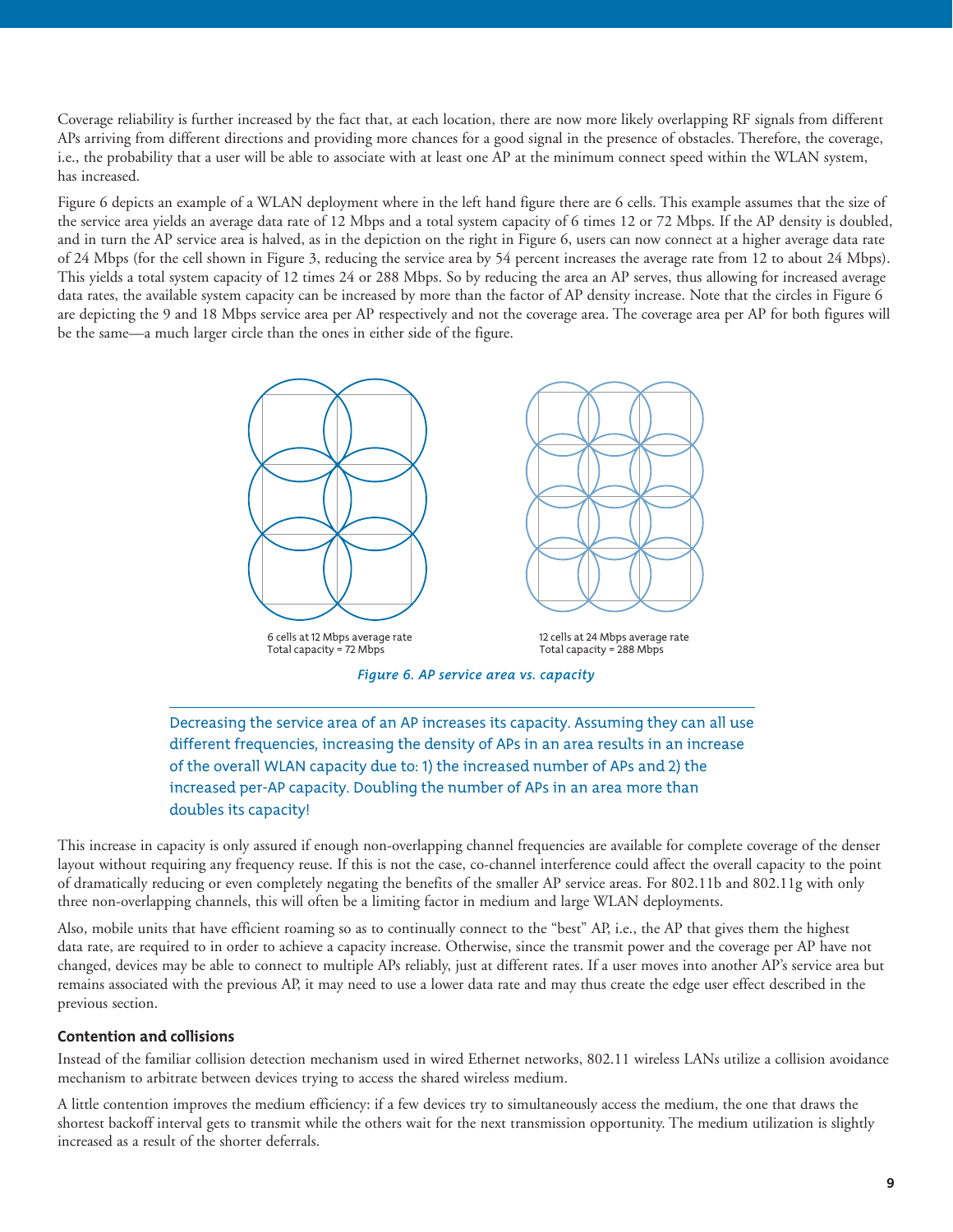Coverage reliability is further increased by the fact that, at each location, there are now more likely overlapping RF signals from different APs arriving from different directions and providing more chances for a good signal in the presence of obstacles. Therefore, the coverage, i.e., the probability that a user will be able to associate with at least one AP at the minimum connect speed within the WLAN system, has increased.

Figure 6 depicts an example of a WLAN deployment where in the left hand figure there are 6 cells. This example assumes that the size of the service area yields an average data rate of 12 Mbps and a total system capacity of 6 times 12 or 72 Mbps. If the AP density is doubled, and in turn the AP service area is halved, as in the depiction on the right in Figure 6, users can now connect at a higher average data rate of 24 Mbps (for the cell shown in Figure 3, reducing the service area by 54 percent increases the average rate from 12 to about 24 Mbps). This yields a total system capacity of 12 times 24 or 288 Mbps. So by reducing the area an AP serves, thus allowing for increased average data rates, the available system capacity can be increased by more than the factor of AP density increase. Note that the circles in Figure 6 are depicting the 9 and 18 Mbps service area per AP respectively and not the coverage area. The coverage area per AP for both figures will be the same—a much larger circle than the ones in either side of the figure.

6 cells at 12 Mbps average rate
Total capacity = 72 Mbps

12 cells at 24 Mbps average rate
Total capacity = 288 Mbps

*Figure 6. AP service area vs. capacity*

---

Decreasing the service area of an AP increases its capacity. Assuming they can all use different frequencies, increasing the density of APs in an area results in an increase of the overall WLAN capacity due to: 1) the increased number of APs and 2) the increased per-AP capacity. Doubling the number of APs in an area more than doubles its capacity!

This increase in capacity is only assured if enough non-overlapping channel frequencies are available for complete coverage of the denser layout without requiring any frequency reuse. If this is not the case, co-channel interference could affect the overall capacity to the point of dramatically reducing or even completely negating the benefits of the smaller AP service areas. For 802.11b and 802.11g with only three non-overlapping channels, this will often be a limiting factor in medium and large WLAN deployments.

Also, mobile units that have efficient roaming so as to continually connect to the "best" AP, i.e., the AP that gives them the highest data rate, are required to in order to achieve a capacity increase. Otherwise, since the transmit power and the coverage per AP have not changed, devices may be able to connect to multiple APs reliably, just at different rates. If a user moves into another AP's service area but remains associated with the previous AP, it may need to use a lower data rate and may thus create the edge user effect described in the previous section.

### Contention and collisions

Instead of the familiar collision detection mechanism used in wired Ethernet networks, 802.11 wireless LANs utilize a collision avoidance mechanism to arbitrate between devices trying to access the shared wireless medium.

A little contention improves the medium efficiency: if a few devices try to simultaneously access the medium, the one that draws the shortest backoff interval gets to transmit while the others wait for the next transmission opportunity. The medium utilization is slightly increased as a result of the shorter deferrals.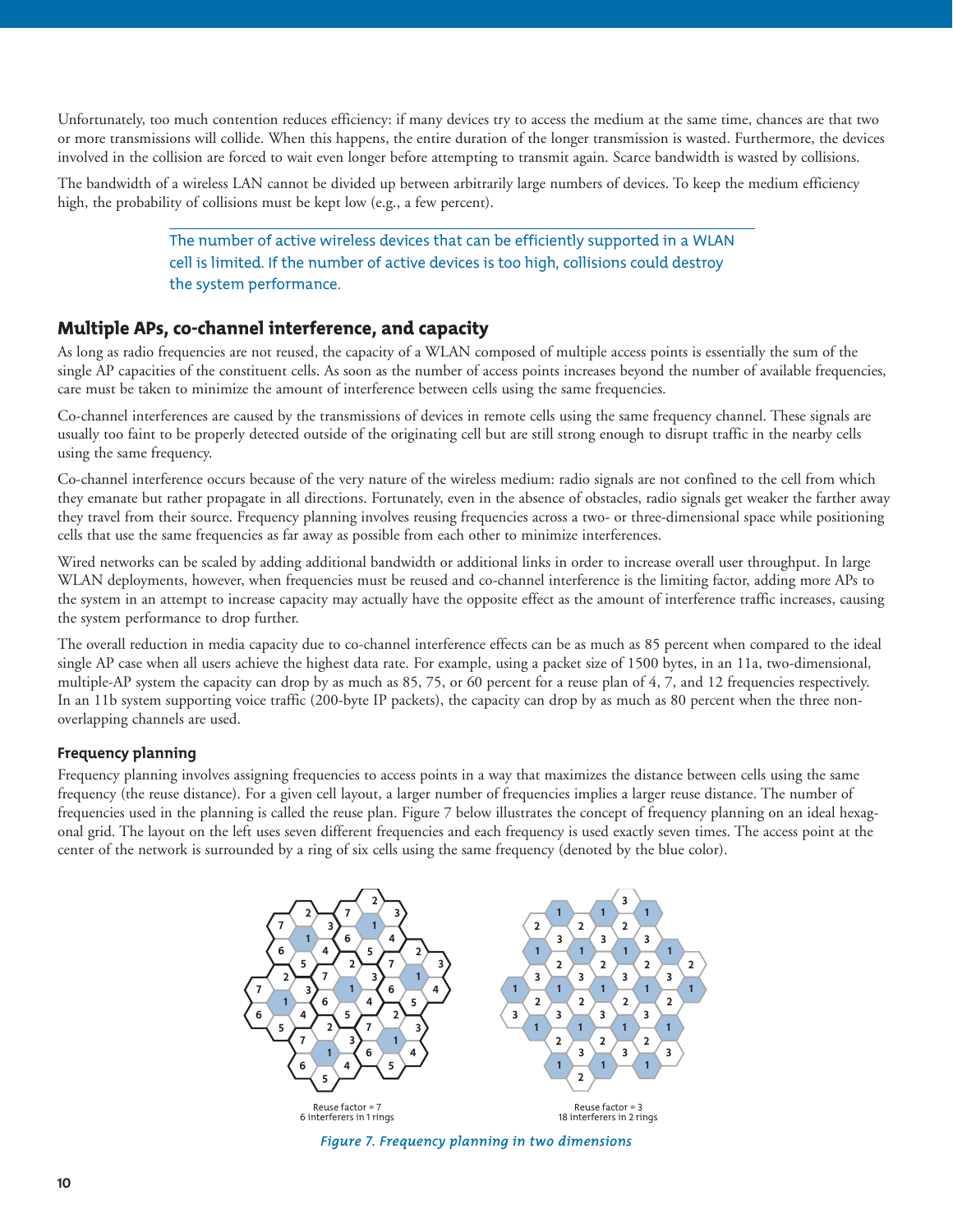Unfortunately, too much contention reduces efficiency: if many devices try to access the medium at the same time, chances are that two or more transmissions will collide. When this happens, the entire duration of the longer transmission is wasted. Furthermore, the devices involved in the collision are forced to wait even longer before attempting to transmit again. Scarce bandwidth is wasted by collisions.

The bandwidth of a wireless LAN cannot be divided up between arbitrarily large numbers of devices. To keep the medium efficiency high, the probability of collisions must be kept low (e.g., a few percent).

> The number of active wireless devices that can be efficiently supported in a WLAN cell is limited. If the number of active devices is too high, collisions could destroy the system performance.

## Multiple APs, co-channel interference, and capacity

As long as radio frequencies are not reused, the capacity of a WLAN composed of multiple access points is essentially the sum of the single AP capacities of the constituent cells. As soon as the number of access points increases beyond the number of available frequencies, care must be taken to minimize the amount of interference between cells using the same frequencies.

Co-channel interferences are caused by the transmissions of devices in remote cells using the same frequency channel. These signals are usually too faint to be properly detected outside of the originating cell but are still strong enough to disrupt traffic in the nearby cells using the same frequency.

Co-channel interference occurs because of the very nature of the wireless medium: radio signals are not confined to the cell from which they emanate but rather propagate in all directions. Fortunately, even in the absence of obstacles, radio signals get weaker the farther away they travel from their source. Frequency planning involves reusing frequencies across a two- or three-dimensional space while positioning cells that use the same frequencies as far away as possible from each other to minimize interferences.

Wired networks can be scaled by adding additional bandwidth or additional links in order to increase overall user throughput. In large WLAN deployments, however, when frequencies must be reused and co-channel interference is the limiting factor, adding more APs to the system in an attempt to increase capacity may actually have the opposite effect as the amount of interference traffic increases, causing the system performance to drop further.

The overall reduction in media capacity due to co-channel interference effects can be as much as 85 percent when compared to the ideal single AP case when all users achieve the highest data rate. For example, using a packet size of 1500 bytes, in an 11a, two-dimensional, multiple-AP system the capacity can drop by as much as 85, 75, or 60 percent for a reuse plan of 4, 7, and 12 frequencies respectively. In an 11b system supporting voice traffic (200-byte IP packets), the capacity can drop by as much as 80 percent when the three non-overlapping channels are used.

### Frequency planning

Frequency planning involves assigning frequencies to access points in a way that maximizes the distance between cells using the same frequency (the reuse distance). For a given cell layout, a larger number of frequencies implies a larger reuse distance. The number of frequencies used in the planning is called the reuse plan. Figure 7 below illustrates the concept of frequency planning on an ideal hexagonal grid. The layout on the left uses seven different frequencies and each frequency is used exactly seven times. The access point at the center of the network is surrounded by a ring of six cells using the same frequency (denoted by the blue color).

Reuse factor = 7
6 interferers in 1 rings

Reuse factor = 3
18 interferers in 2 rings

*Figure 7. Frequency planning in two dimensions*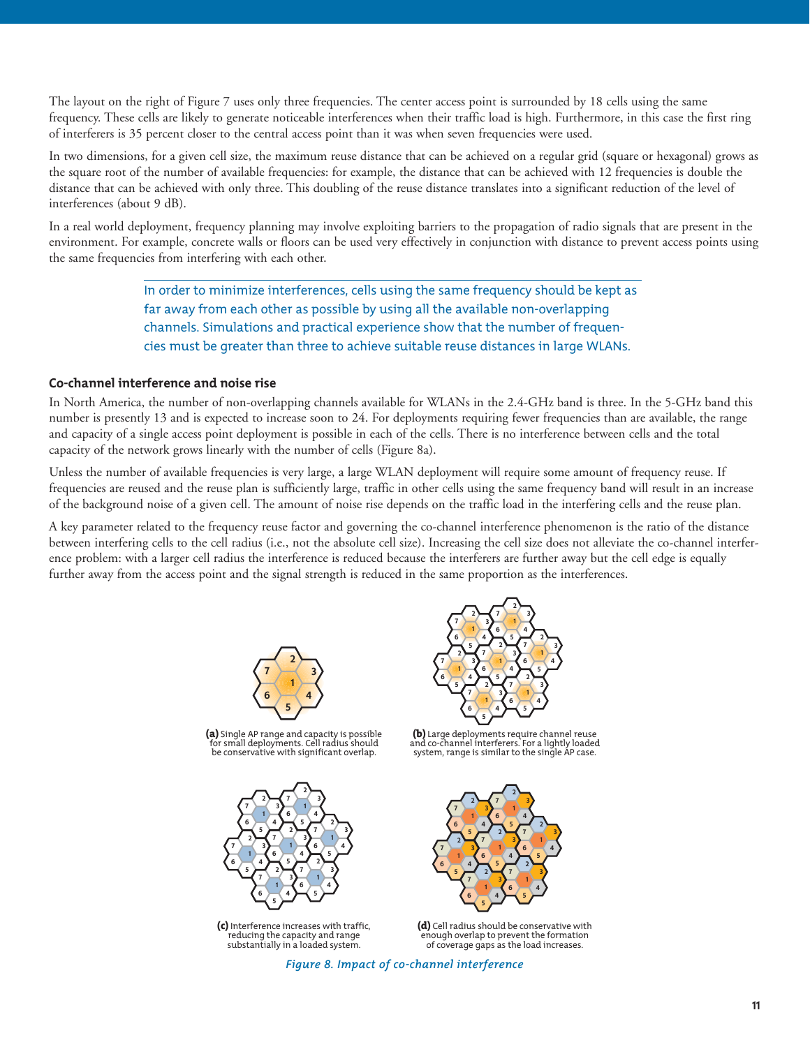The layout on the right of Figure 7 uses only three frequencies. The center access point is surrounded by 18 cells using the same frequency. These cells are likely to generate noticeable interferences when their traffic load is high. Furthermore, in this case the first ring of interferers is 35 percent closer to the central access point than it was when seven frequencies were used.

In two dimensions, for a given cell size, the maximum reuse distance that can be achieved on a regular grid (square or hexagonal) grows as the square root of the number of available frequencies: for example, the distance that can be achieved with 12 frequencies is double the distance that can be achieved with only three. This doubling of the reuse distance translates into a significant reduction of the level of interferences (about 9 dB).

In a real world deployment, frequency planning may involve exploiting barriers to the propagation of radio signals that are present in the environment. For example, concrete walls or floors can be used very effectively in conjunction with distance to prevent access points using the same frequencies from interfering with each other.

> In order to minimize interferences, cells using the same frequency should be kept as far away from each other as possible by using all the available non-overlapping channels. Simulations and practical experience show that the number of frequencies must be greater than three to achieve suitable reuse distances in large WLANs.

### Co-channel interference and noise rise

In North America, the number of non-overlapping channels available for WLANs in the 2.4-GHz band is three. In the 5-GHz band this number is presently 13 and is expected to increase soon to 24. For deployments requiring fewer frequencies than are available, the range and capacity of a single access point deployment is possible in each of the cells. There is no interference between cells and the total capacity of the network grows linearly with the number of cells (Figure 8a).

Unless the number of available frequencies is very large, a large WLAN deployment will require some amount of frequency reuse. If frequencies are reused and the reuse plan is sufficiently large, traffic in other cells using the same frequency band will result in an increase of the background noise of a given cell. The amount of noise rise depends on the traffic load in the interfering cells and the reuse plan.

A key parameter related to the frequency reuse factor and governing the co-channel interference phenomenon is the ratio of the distance between interfering cells to the cell radius (i.e., not the absolute cell size). Increasing the cell size does not alleviate the co-channel interference problem: with a larger cell radius the interference is reduced because the interferers are further away but the cell edge is equally further away from the access point and the signal strength is reduced in the same proportion as the interferences.

**(a)** Single AP range and capacity is possible for small deployments. Cell radius should be conservative with significant overlap.

**(b)** Large deployments require channel reuse and co-channel interferers. For a lightly loaded system, range is similar to the single AP case.

**(c)** Interference increases with traffic, reducing the capacity and range substantially in a loaded system.

**(d)** Cell radius should be conservative with enough overlap to prevent the formation of coverage gaps as the load increases.

*Figure 8. Impact of co-channel interference*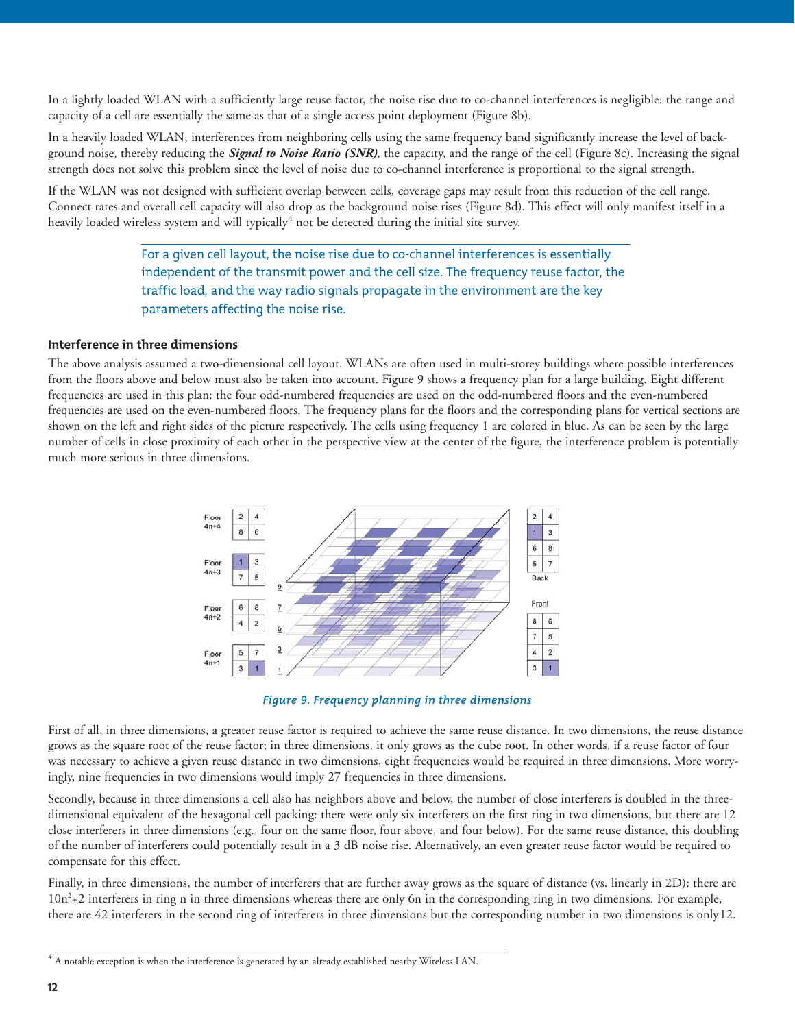In a lightly loaded WLAN with a sufficiently large reuse factor, the noise rise due to co-channel interferences is negligible: the range and capacity of a cell are essentially the same as that of a single access point deployment (Figure 8b).

In a heavily loaded WLAN, interferences from neighboring cells using the same frequency band significantly increase the level of background noise, thereby reducing the ***Signal to Noise Ratio (SNR)***, the capacity, and the range of the cell (Figure 8c). Increasing the signal strength does not solve this problem since the level of noise due to co-channel interference is proportional to the signal strength.

If the WLAN was not designed with sufficient overlap between cells, coverage gaps may result from this reduction of the cell range. Connect rates and overall cell capacity will also drop as the background noise rises (Figure 8d). This effect will only manifest itself in a heavily loaded wireless system and will typically[4] not be detected during the initial site survey.

> For a given cell layout, the noise rise due to co-channel interferences is essentially independent of the transmit power and the cell size. The frequency reuse factor, the traffic load, and the way radio signals propagate in the environment are the key parameters affecting the noise rise.

### Interference in three dimensions

The above analysis assumed a two-dimensional cell layout. WLANs are often used in multi-storey buildings where possible interferences from the floors above and below must also be taken into account. Figure 9 shows a frequency plan for a large building. Eight different frequencies are used in this plan: the four odd-numbered frequencies are used on the odd-numbered floors and the even-numbered frequencies are used on the even-numbered floors. The frequency plans for the floors and the corresponding plans for vertical sections are shown on the left and right sides of the picture respectively. The cells using frequency 1 are colored in blue. As can be seen by the large number of cells in close proximity of each other in the perspective view at the center of the figure, the interference problem is potentially much more serious in three dimensions.

*Figure 9. Frequency planning in three dimensions*

First of all, in three dimensions, a greater reuse factor is required to achieve the same reuse distance. In two dimensions, the reuse distance grows as the square root of the reuse factor; in three dimensions, it only grows as the cube root. In other words, if a reuse factor of four was necessary to achieve a given reuse distance in two dimensions, eight frequencies would be required in three dimensions. More worryingly, nine frequencies in two dimensions would imply 27 frequencies in three dimensions.

Secondly, because in three dimensions a cell also has neighbors above and below, the number of close interferers is doubled in the three-dimensional equivalent of the hexagonal cell packing: there were only six interferers on the first ring in two dimensions, but there are 12 close interferers in three dimensions (e.g., four on the same floor, four above, and four below). For the same reuse distance, this doubling of the number of interferers could potentially result in a 3 dB noise rise. Alternatively, an even greater reuse factor would be required to compensate for this effect.

Finally, in three dimensions, the number of interferers that are further away grows as the square of distance (vs. linearly in 2D): there are $10n^2+2$ interferers in ring n in three dimensions whereas there are only 6n in the corresponding ring in two dimensions. For example, there are 42 interferers in the second ring of interferers in three dimensions but the corresponding number in two dimensions is only12.

[4] A notable exception is when the interference is generated by an already established nearby Wireless LAN.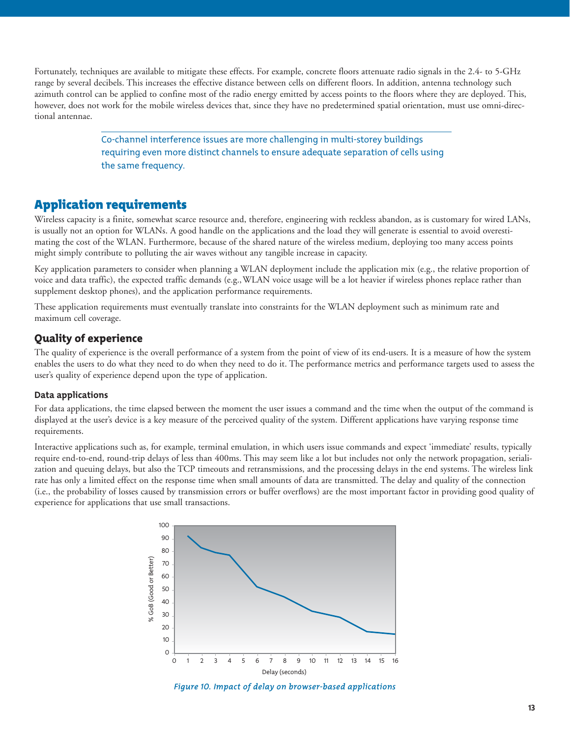Fortunately, techniques are available to mitigate these effects. For example, concrete floors attenuate radio signals in the 2.4- to 5-GHz range by several decibels. This increases the effective distance between cells on different floors. In addition, antenna technology such azimuth control can be applied to confine most of the radio energy emitted by access points to the floors where they are deployed. This, however, does not work for the mobile wireless devices that, since they have no predetermined spatial orientation, must use omni-directional antennae.

> Co-channel interference issues are more challenging in multi-storey buildings requiring even more distinct channels to ensure adequate separation of cells using the same frequency.

## Application requirements

Wireless capacity is a finite, somewhat scarce resource and, therefore, engineering with reckless abandon, as is customary for wired LANs, is usually not an option for WLANs. A good handle on the applications and the load they will generate is essential to avoid overestimating the cost of the WLAN. Furthermore, because of the shared nature of the wireless medium, deploying too many access points might simply contribute to polluting the air waves without any tangible increase in capacity.

Key application parameters to consider when planning a WLAN deployment include the application mix (e.g., the relative proportion of voice and data traffic), the expected traffic demands (e.g., WLAN voice usage will be a lot heavier if wireless phones replace rather than supplement desktop phones), and the application performance requirements.

These application requirements must eventually translate into constraints for the WLAN deployment such as minimum rate and maximum cell coverage.

### Quality of experience

The quality of experience is the overall performance of a system from the point of view of its end-users. It is a measure of how the system enables the users to do what they need to do when they need to do it. The performance metrics and performance targets used to assess the user's quality of experience depend upon the type of application.

#### Data applications

For data applications, the time elapsed between the moment the user issues a command and the time when the output of the command is displayed at the user's device is a key measure of the perceived quality of the system. Different applications have varying response time requirements.

Interactive applications such as, for example, terminal emulation, in which users issue commands and expect 'immediate' results, typically require end-to-end, round-trip delays of less than 400ms. This may seem like a lot but includes not only the network propagation, serialization and queuing delays, but also the TCP timeouts and retransmissions, and the processing delays in the end systems. The wireless link rate has only a limited effect on the response time when small amounts of data are transmitted. The delay and quality of the connection (i.e., the probability of losses caused by transmission errors or buffer overflows) are the most important factor in providing good quality of experience for applications that use small transactions.

*Figure 10. Impact of delay on browser-based applications*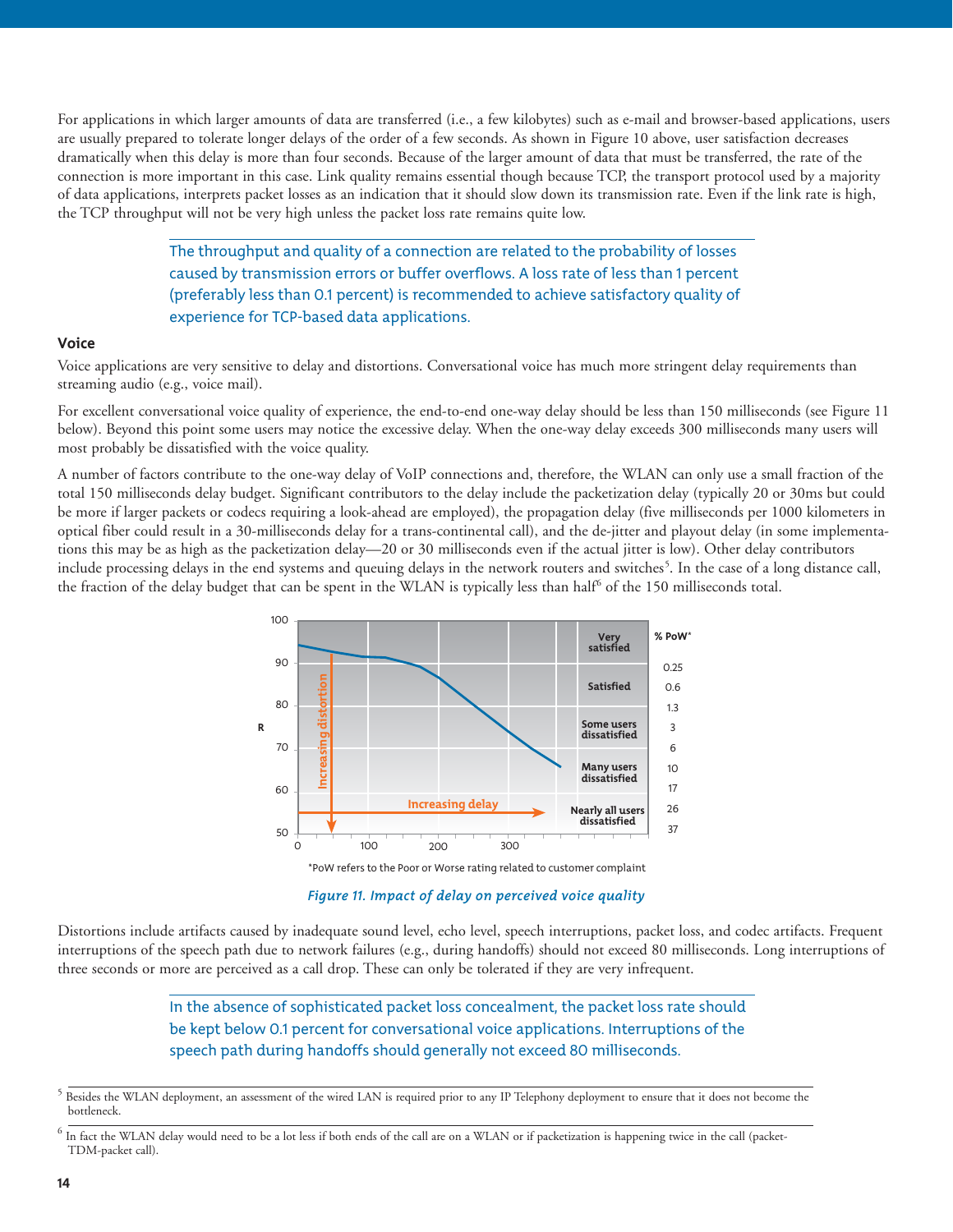For applications in which larger amounts of data are transferred (i.e., a few kilobytes) such as e-mail and browser-based applications, users are usually prepared to tolerate longer delays of the order of a few seconds. As shown in Figure 10 above, user satisfaction decreases dramatically when this delay is more than four seconds. Because of the larger amount of data that must be transferred, the rate of the connection is more important in this case. Link quality remains essential though because TCP, the transport protocol used by a majority of data applications, interprets packet losses as an indication that it should slow down its transmission rate. Even if the link rate is high, the TCP throughput will not be very high unless the packet loss rate remains quite low.

> The throughput and quality of a connection are related to the probability of losses caused by transmission errors or buffer overflows. A loss rate of less than 1 percent (preferably less than 0.1 percent) is recommended to achieve satisfactory quality of experience for TCP-based data applications.

### Voice

Voice applications are very sensitive to delay and distortions. Conversational voice has much more stringent delay requirements than streaming audio (e.g., voice mail).

For excellent conversational voice quality of experience, the end-to-end one-way delay should be less than 150 milliseconds (see Figure 11 below). Beyond this point some users may notice the excessive delay. When the one-way delay exceeds 300 milliseconds many users will most probably be dissatisfied with the voice quality.

A number of factors contribute to the one-way delay of VoIP connections and, therefore, the WLAN can only use a small fraction of the total 150 milliseconds delay budget. Significant contributors to the delay include the packetization delay (typically 20 or 30ms but could be more if larger packets or codecs requiring a look-ahead are employed), the propagation delay (five milliseconds per 1000 kilometers in optical fiber could result in a 30-milliseconds delay for a trans-continental call), and the de-jitter and playout delay (in some implementations this may be as high as the packetization delay—20 or 30 milliseconds even if the actual jitter is low). Other delay contributors include processing delays in the end systems and queuing delays in the network routers and switches[5]. In the case of a long distance call, the fraction of the delay budget that can be spent in the WLAN is typically less than half[6] of the 150 milliseconds total.

*PoW refers to the Poor or Worse rating related to customer complaint

*Figure 11. Impact of delay on perceived voice quality*

Distortions include artifacts caused by inadequate sound level, echo level, speech interruptions, packet loss, and codec artifacts. Frequent interruptions of the speech path due to network failures (e.g., during handoffs) should not exceed 80 milliseconds. Long interruptions of three seconds or more are perceived as a call drop. These can only be tolerated if they are very infrequent.

> In the absence of sophisticated packet loss concealment, the packet loss rate should be kept below 0.1 percent for conversational voice applications. Interruptions of the speech path during handoffs should generally not exceed 80 milliseconds.

[5] Besides the WLAN deployment, an assessment of the wired LAN is required prior to any IP Telephony deployment to ensure that it does not become the bottleneck.

[6] In fact the WLAN delay would need to be a lot less if both ends of the call are on a WLAN or if packetization is happening twice in the call (packet-TDM-packet call).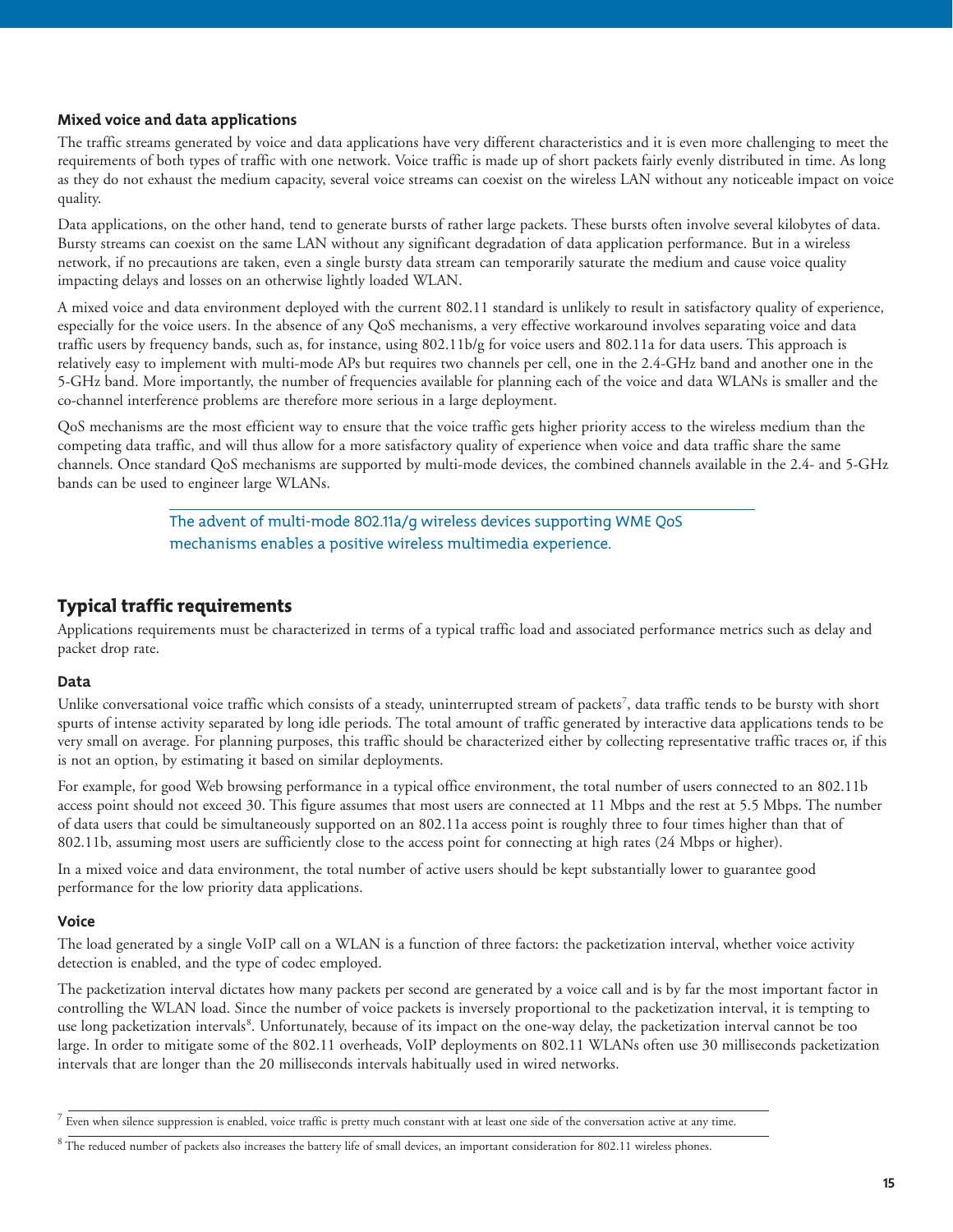### Mixed voice and data applications

The traffic streams generated by voice and data applications have very different characteristics and it is even more challenging to meet the requirements of both types of traffic with one network. Voice traffic is made up of short packets fairly evenly distributed in time. As long as they do not exhaust the medium capacity, several voice streams can coexist on the wireless LAN without any noticeable impact on voice quality.

Data applications, on the other hand, tend to generate bursts of rather large packets. These bursts often involve several kilobytes of data. Bursty streams can coexist on the same LAN without any significant degradation of data application performance. But in a wireless network, if no precautions are taken, even a single bursty data stream can temporarily saturate the medium and cause voice quality impacting delays and losses on an otherwise lightly loaded WLAN.

A mixed voice and data environment deployed with the current 802.11 standard is unlikely to result in satisfactory quality of experience, especially for the voice users. In the absence of any QoS mechanisms, a very effective workaround involves separating voice and data traffic users by frequency bands, such as, for instance, using 802.11b/g for voice users and 802.11a for data users. This approach is relatively easy to implement with multi-mode APs but requires two channels per cell, one in the 2.4-GHz band and another one in the 5-GHz band. More importantly, the number of frequencies available for planning each of the voice and data WLANs is smaller and the co-channel interference problems are therefore more serious in a large deployment.

QoS mechanisms are the most efficient way to ensure that the voice traffic gets higher priority access to the wireless medium than the competing data traffic, and will thus allow for a more satisfactory quality of experience when voice and data traffic share the same channels. Once standard QoS mechanisms are supported by multi-mode devices, the combined channels available in the 2.4- and 5-GHz bands can be used to engineer large WLANs.

> The advent of multi-mode 802.11a/g wireless devices supporting WME QoS mechanisms enables a positive wireless multimedia experience.

## Typical traffic requirements

Applications requirements must be characterized in terms of a typical traffic load and associated performance metrics such as delay and packet drop rate.

### Data

Unlike conversational voice traffic which consists of a steady, uninterrupted stream of packets[7], data traffic tends to be bursty with short spurts of intense activity separated by long idle periods. The total amount of traffic generated by interactive data applications tends to be very small on average. For planning purposes, this traffic should be characterized either by collecting representative traffic traces or, if this is not an option, by estimating it based on similar deployments.

For example, for good Web browsing performance in a typical office environment, the total number of users connected to an 802.11b access point should not exceed 30. This figure assumes that most users are connected at 11 Mbps and the rest at 5.5 Mbps. The number of data users that could be simultaneously supported on an 802.11a access point is roughly three to four times higher than that of 802.11b, assuming most users are sufficiently close to the access point for connecting at high rates (24 Mbps or higher).

In a mixed voice and data environment, the total number of active users should be kept substantially lower to guarantee good performance for the low priority data applications.

### Voice

The load generated by a single VoIP call on a WLAN is a function of three factors: the packetization interval, whether voice activity detection is enabled, and the type of codec employed.

The packetization interval dictates how many packets per second are generated by a voice call and is by far the most important factor in controlling the WLAN load. Since the number of voice packets is inversely proportional to the packetization interval, it is tempting to use long packetization intervals[8]. Unfortunately, because of its impact on the one-way delay, the packetization interval cannot be too large. In order to mitigate some of the 802.11 overheads, VoIP deployments on 802.11 WLANs often use 30 milliseconds packetization intervals that are longer than the 20 milliseconds intervals habitually used in wired networks.

---

[7] Even when silence suppression is enabled, voice traffic is pretty much constant with at least one side of the conversation active at any time.

[8] The reduced number of packets also increases the battery life of small devices, an important consideration for 802.11 wireless phones.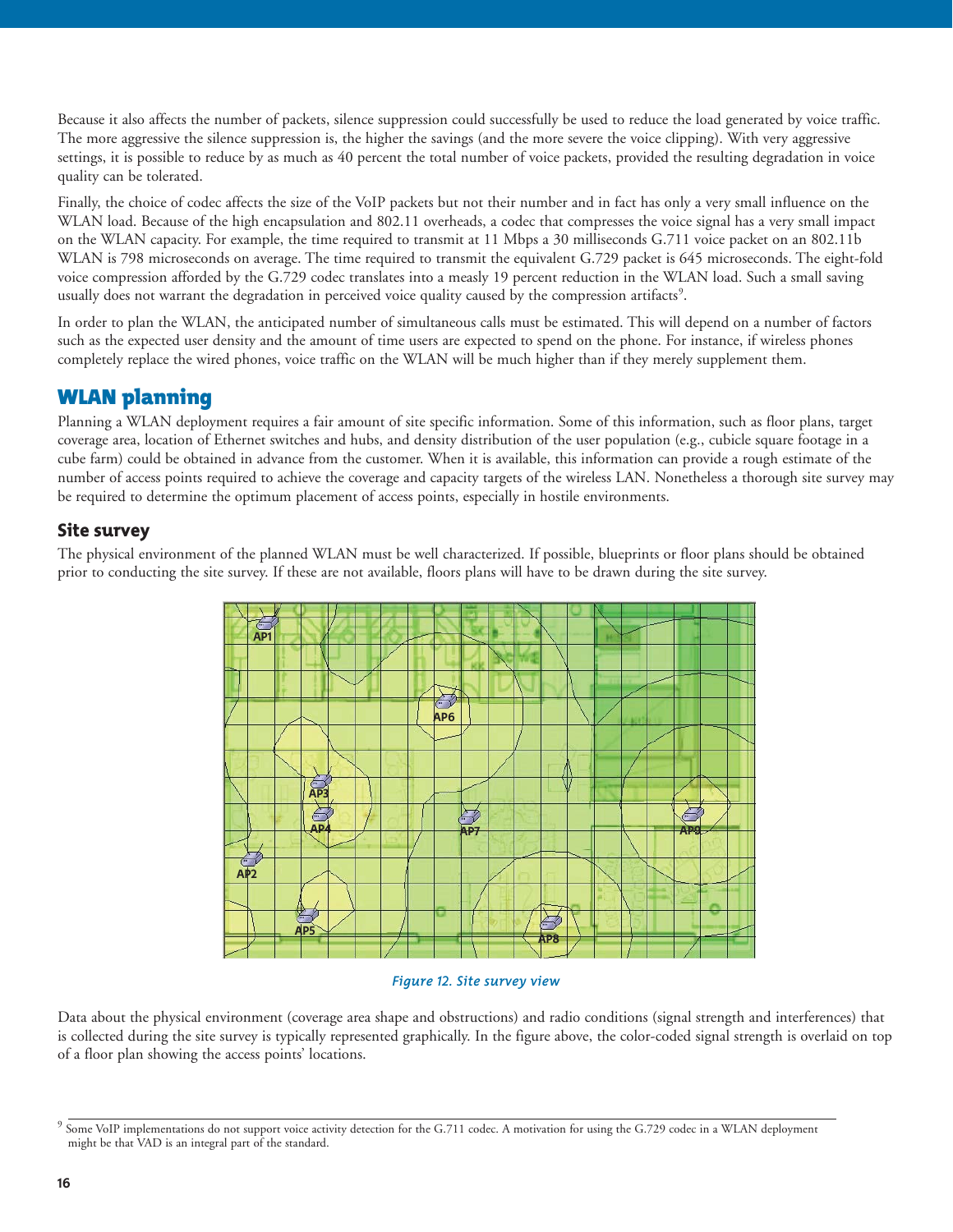Because it also affects the number of packets, silence suppression could successfully be used to reduce the load generated by voice traffic. The more aggressive the silence suppression is, the higher the savings (and the more severe the voice clipping). With very aggressive settings, it is possible to reduce by as much as 40 percent the total number of voice packets, provided the resulting degradation in voice quality can be tolerated.

Finally, the choice of codec affects the size of the VoIP packets but not their number and in fact has only a very small influence on the WLAN load. Because of the high encapsulation and 802.11 overheads, a codec that compresses the voice signal has a very small impact on the WLAN capacity. For example, the time required to transmit at 11 Mbps a 30 milliseconds G.711 voice packet on an 802.11b WLAN is 798 microseconds on average. The time required to transmit the equivalent G.729 packet is 645 microseconds. The eight-fold voice compression afforded by the G.729 codec translates into a measly 19 percent reduction in the WLAN load. Such a small saving usually does not warrant the degradation in perceived voice quality caused by the compression artifacts[9].

In order to plan the WLAN, the anticipated number of simultaneous calls must be estimated. This will depend on a number of factors such as the expected user density and the amount of time users are expected to spend on the phone. For instance, if wireless phones completely replace the wired phones, voice traffic on the WLAN will be much higher than if they merely supplement them.

## WLAN planning

Planning a WLAN deployment requires a fair amount of site specific information. Some of this information, such as floor plans, target coverage area, location of Ethernet switches and hubs, and density distribution of the user population (e.g., cubicle square footage in a cube farm) could be obtained in advance from the customer. When it is available, this information can provide a rough estimate of the number of access points required to achieve the coverage and capacity targets of the wireless LAN. Nonetheless a thorough site survey may be required to determine the optimum placement of access points, especially in hostile environments.

### Site survey

The physical environment of the planned WLAN must be well characterized. If possible, blueprints or floor plans should be obtained prior to conducting the site survey. If these are not available, floors plans will have to be drawn during the site survey.

*Figure 12. Site survey view*

Data about the physical environment (coverage area shape and obstructions) and radio conditions (signal strength and interferences) that is collected during the site survey is typically represented graphically. In the figure above, the color-coded signal strength is overlaid on top of a floor plan showing the access points' locations.

[9] Some VoIP implementations do not support voice activity detection for the G.711 codec. A motivation for using the G.729 codec in a WLAN deployment might be that VAD is an integral part of the standard.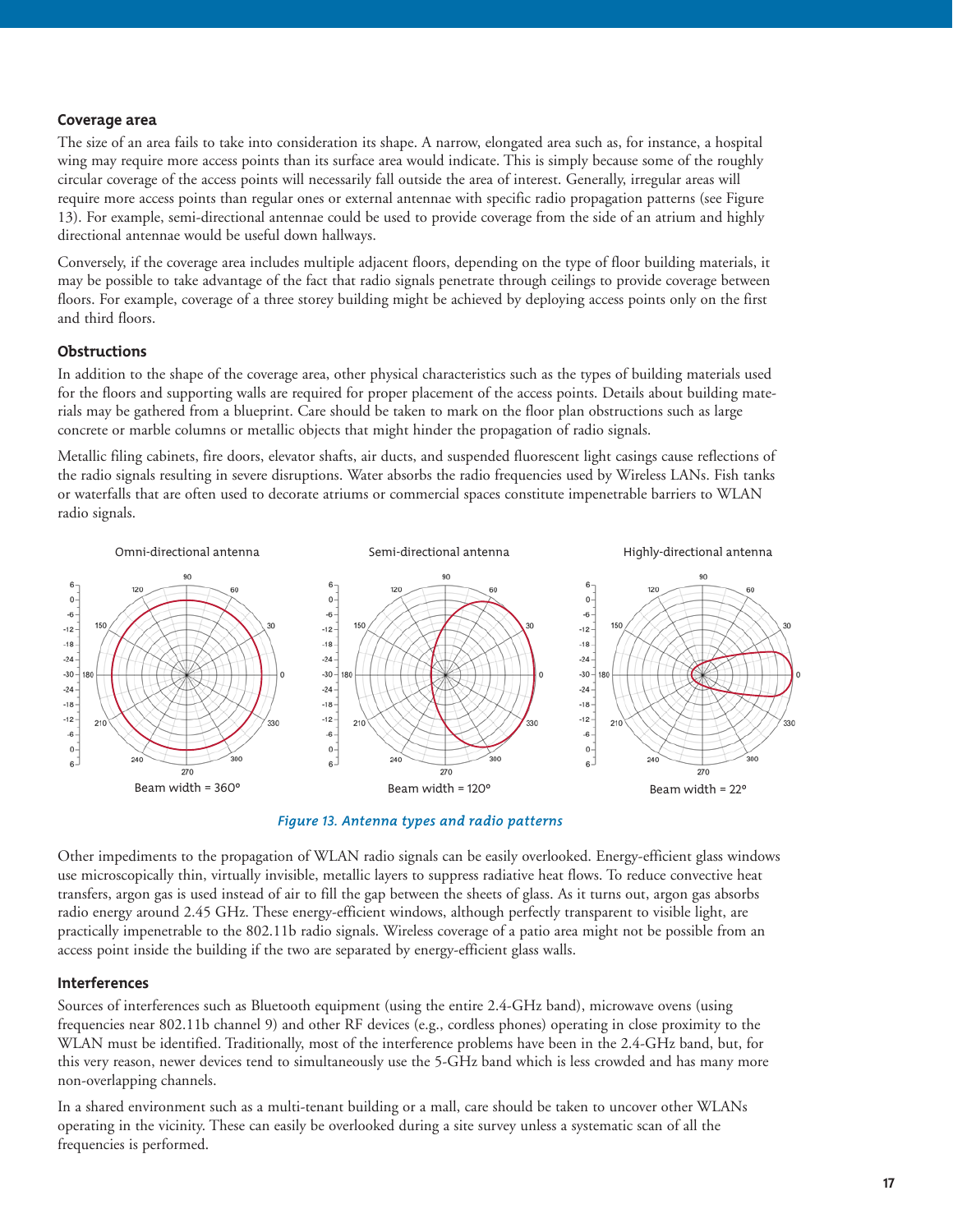### Coverage area

The size of an area fails to take into consideration its shape. A narrow, elongated area such as, for instance, a hospital wing may require more access points than its surface area would indicate. This is simply because some of the roughly circular coverage of the access points will necessarily fall outside the area of interest. Generally, irregular areas will require more access points than regular ones or external antennae with specific radio propagation patterns (see Figure 13). For example, semi-directional antennae could be used to provide coverage from the side of an atrium and highly directional antennae would be useful down hallways.

Conversely, if the coverage area includes multiple adjacent floors, depending on the type of floor building materials, it may be possible to take advantage of the fact that radio signals penetrate through ceilings to provide coverage between floors. For example, coverage of a three storey building might be achieved by deploying access points only on the first and third floors.

### Obstructions

In addition to the shape of the coverage area, other physical characteristics such as the types of building materials used for the floors and supporting walls are required for proper placement of the access points. Details about building materials may be gathered from a blueprint. Care should be taken to mark on the floor plan obstructions such as large concrete or marble columns or metallic objects that might hinder the propagation of radio signals.

Metallic filing cabinets, fire doors, elevator shafts, air ducts, and suspended fluorescent light casings cause reflections of the radio signals resulting in severe disruptions. Water absorbs the radio frequencies used by Wireless LANs. Fish tanks or waterfalls that are often used to decorate atriums or commercial spaces constitute impenetrable barriers to WLAN radio signals.

Omni-directional antenna — Beam width = 360°

Semi-directional antenna — Beam width = 120°

Highly-directional antenna — Beam width = 22°

*Figure 13. Antenna types and radio patterns*

Other impediments to the propagation of WLAN radio signals can be easily overlooked. Energy-efficient glass windows use microscopically thin, virtually invisible, metallic layers to suppress radiative heat flows. To reduce convective heat transfers, argon gas is used instead of air to fill the gap between the sheets of glass. As it turns out, argon gas absorbs radio energy around 2.45 GHz. These energy-efficient windows, although perfectly transparent to visible light, are practically impenetrable to the 802.11b radio signals. Wireless coverage of a patio area might not be possible from an access point inside the building if the two are separated by energy-efficient glass walls.

### Interferences

Sources of interferences such as Bluetooth equipment (using the entire 2.4-GHz band), microwave ovens (using frequencies near 802.11b channel 9) and other RF devices (e.g., cordless phones) operating in close proximity to the WLAN must be identified. Traditionally, most of the interference problems have been in the 2.4-GHz band, but, for this very reason, newer devices tend to simultaneously use the 5-GHz band which is less crowded and has many more non-overlapping channels.

In a shared environment such as a multi-tenant building or a mall, care should be taken to uncover other WLANs operating in the vicinity. These can easily be overlooked during a site survey unless a systematic scan of all the frequencies is performed.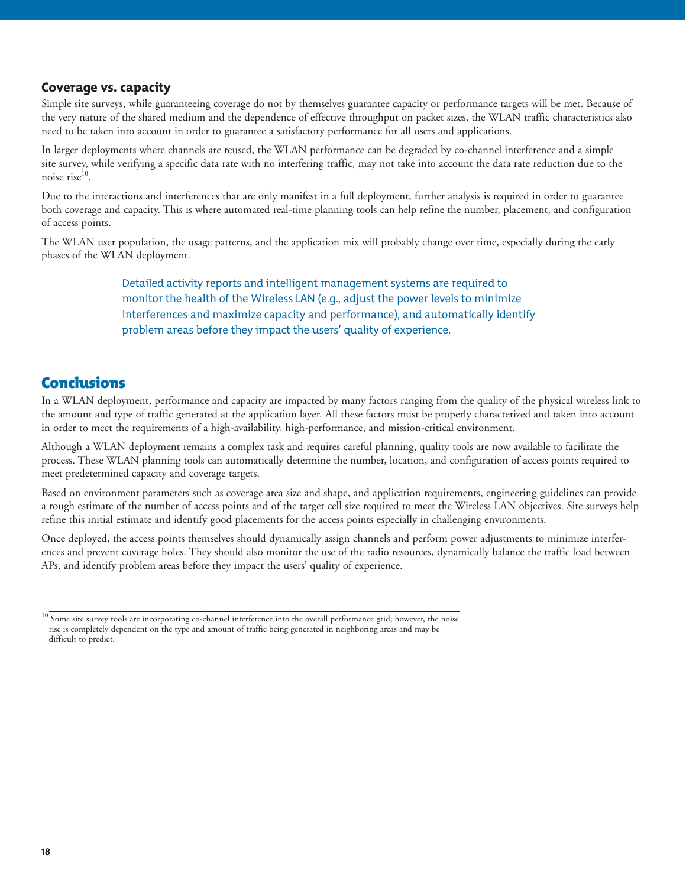## Coverage vs. capacity

Simple site surveys, while guaranteeing coverage do not by themselves guarantee capacity or performance targets will be met. Because of the very nature of the shared medium and the dependence of effective throughput on packet sizes, the WLAN traffic characteristics also need to be taken into account in order to guarantee a satisfactory performance for all users and applications.

In larger deployments where channels are reused, the WLAN performance can be degraded by co-channel interference and a simple site survey, while verifying a specific data rate with no interfering traffic, may not take into account the data rate reduction due to the noise rise[10].

Due to the interactions and interferences that are only manifest in a full deployment, further analysis is required in order to guarantee both coverage and capacity. This is where automated real-time planning tools can help refine the number, placement, and configuration of access points.

The WLAN user population, the usage patterns, and the application mix will probably change over time, especially during the early phases of the WLAN deployment.

> Detailed activity reports and intelligent management systems are required to monitor the health of the Wireless LAN (e.g., adjust the power levels to minimize interferences and maximize capacity and performance), and automatically identify problem areas before they impact the users' quality of experience.

# Conclusions

In a WLAN deployment, performance and capacity are impacted by many factors ranging from the quality of the physical wireless link to the amount and type of traffic generated at the application layer. All these factors must be properly characterized and taken into account in order to meet the requirements of a high-availability, high-performance, and mission-critical environment.

Although a WLAN deployment remains a complex task and requires careful planning, quality tools are now available to facilitate the process. These WLAN planning tools can automatically determine the number, location, and configuration of access points required to meet predetermined capacity and coverage targets.

Based on environment parameters such as coverage area size and shape, and application requirements, engineering guidelines can provide a rough estimate of the number of access points and of the target cell size required to meet the Wireless LAN objectives. Site surveys help refine this initial estimate and identify good placements for the access points especially in challenging environments.

Once deployed, the access points themselves should dynamically assign channels and perform power adjustments to minimize interferences and prevent coverage holes. They should also monitor the use of the radio resources, dynamically balance the traffic load between APs, and identify problem areas before they impact the users' quality of experience.

---

[10] Some site survey tools are incorporating co-channel interference into the overall performance grid; however, the noise rise is completely dependent on the type and amount of traffic being generated in neighboring areas and may be difficult to predict.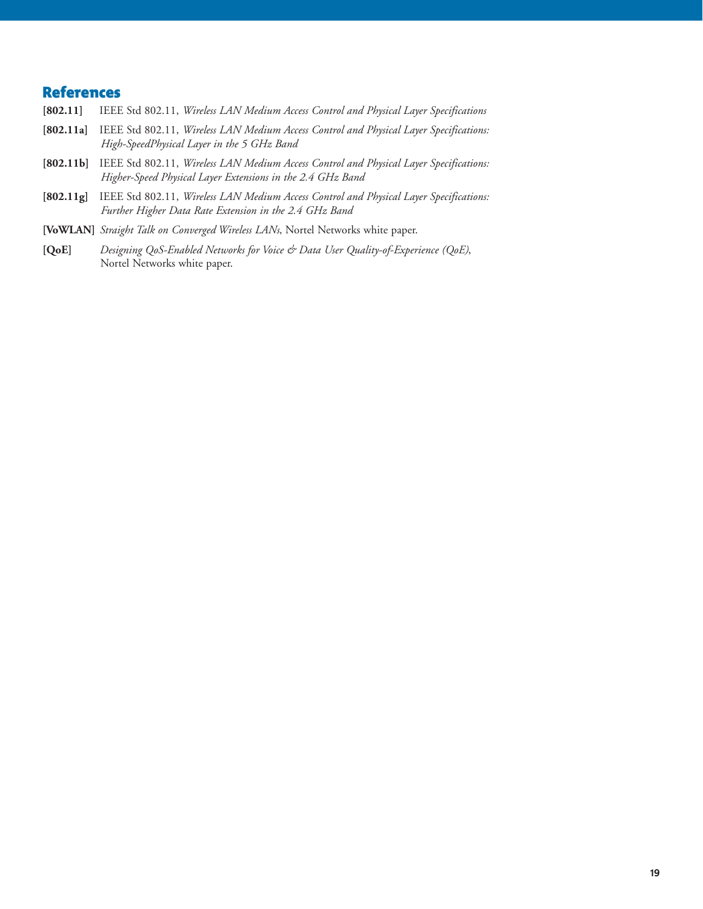## References

**[802.11]** IEEE Std 802.11, *Wireless LAN Medium Access Control and Physical Layer Specifications*

**[802.11a]** IEEE Std 802.11, *Wireless LAN Medium Access Control and Physical Layer Specifications: High-SpeedPhysical Layer in the 5 GHz Band*

**[802.11b]** IEEE Std 802.11, *Wireless LAN Medium Access Control and Physical Layer Specifications: Higher-Speed Physical Layer Extensions in the 2.4 GHz Band*

**[802.11g]** IEEE Std 802.11, *Wireless LAN Medium Access Control and Physical Layer Specifications: Further Higher Data Rate Extension in the 2.4 GHz Band*

**[VoWLAN]** *Straight Talk on Converged Wireless LANs*, Nortel Networks white paper.

**[QoE]** *Designing QoS-Enabled Networks for Voice & Data User Quality-of-Experience (QoE)*, Nortel Networks white paper.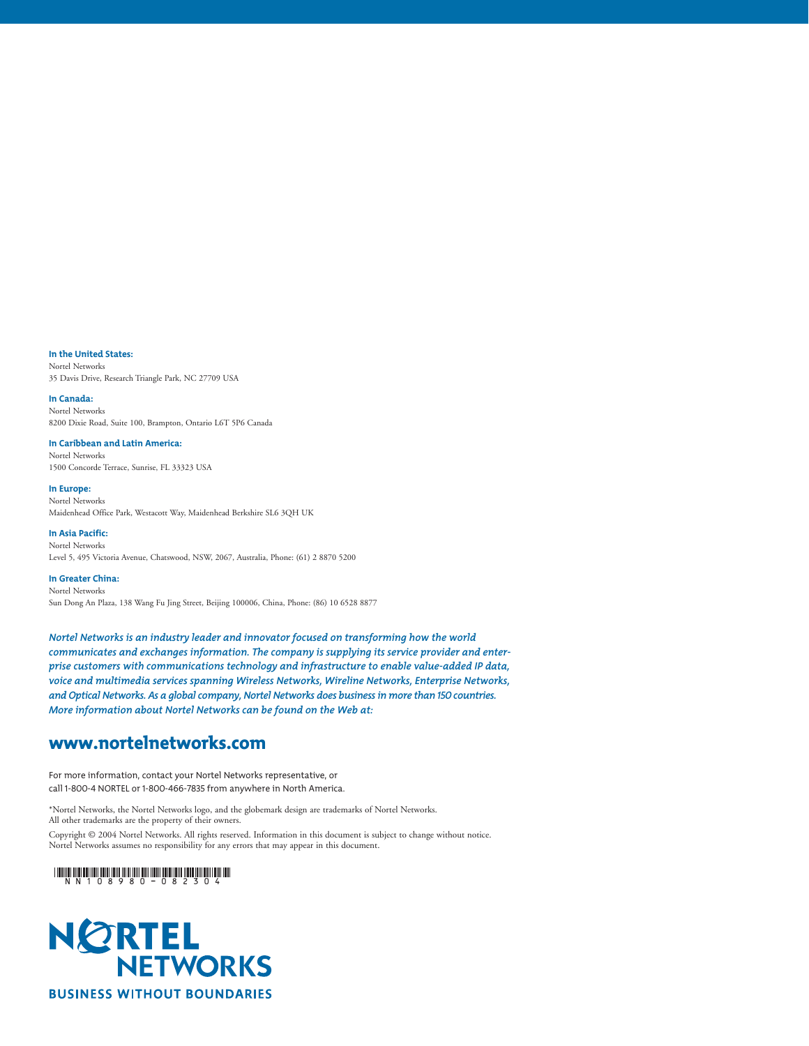**In the United States:**
Nortel Networks
35 Davis Drive, Research Triangle Park, NC 27709 USA

**In Canada:**
Nortel Networks
8200 Dixie Road, Suite 100, Brampton, Ontario L6T 5P6 Canada

**In Caribbean and Latin America:**
Nortel Networks
1500 Concorde Terrace, Sunrise, FL 33323 USA

**In Europe:**
Nortel Networks
Maidenhead Office Park, Westacott Way, Maidenhead Berkshire SL6 3QH UK

**In Asia Pacific:**
Nortel Networks
Level 5, 495 Victoria Avenue, Chatswood, NSW, 2067, Australia, Phone: (61) 2 8870 5200

**In Greater China:**
Nortel Networks
Sun Dong An Plaza, 138 Wang Fu Jing Street, Beijing 100006, China, Phone: (86) 10 6528 8877

*Nortel Networks is an industry leader and innovator focused on transforming how the world communicates and exchanges information. The company is supplying its service provider and enterprise customers with communications technology and infrastructure to enable value-added IP data, voice and multimedia services spanning Wireless Networks, Wireline Networks, Enterprise Networks, and Optical Networks. As a global company, Nortel Networks does business in more than 150 countries. More information about Nortel Networks can be found on the Web at:*

## www.nortelnetworks.com

For more information, contact your Nortel Networks representative, or call 1-800-4 NORTEL or 1-800-466-7835 from anywhere in North America.

*Nortel Networks, the Nortel Networks logo, and the globemark design are trademarks of Nortel Networks. All other trademarks are the property of their owners.

Copyright © 2004 Nortel Networks. All rights reserved. Information in this document is subject to change without notice. Nortel Networks assumes no responsibility for any errors that may appear in this document.

NN108980-082304

NORTEL NETWORKS

BUSINESS WITHOUT BOUNDARIES